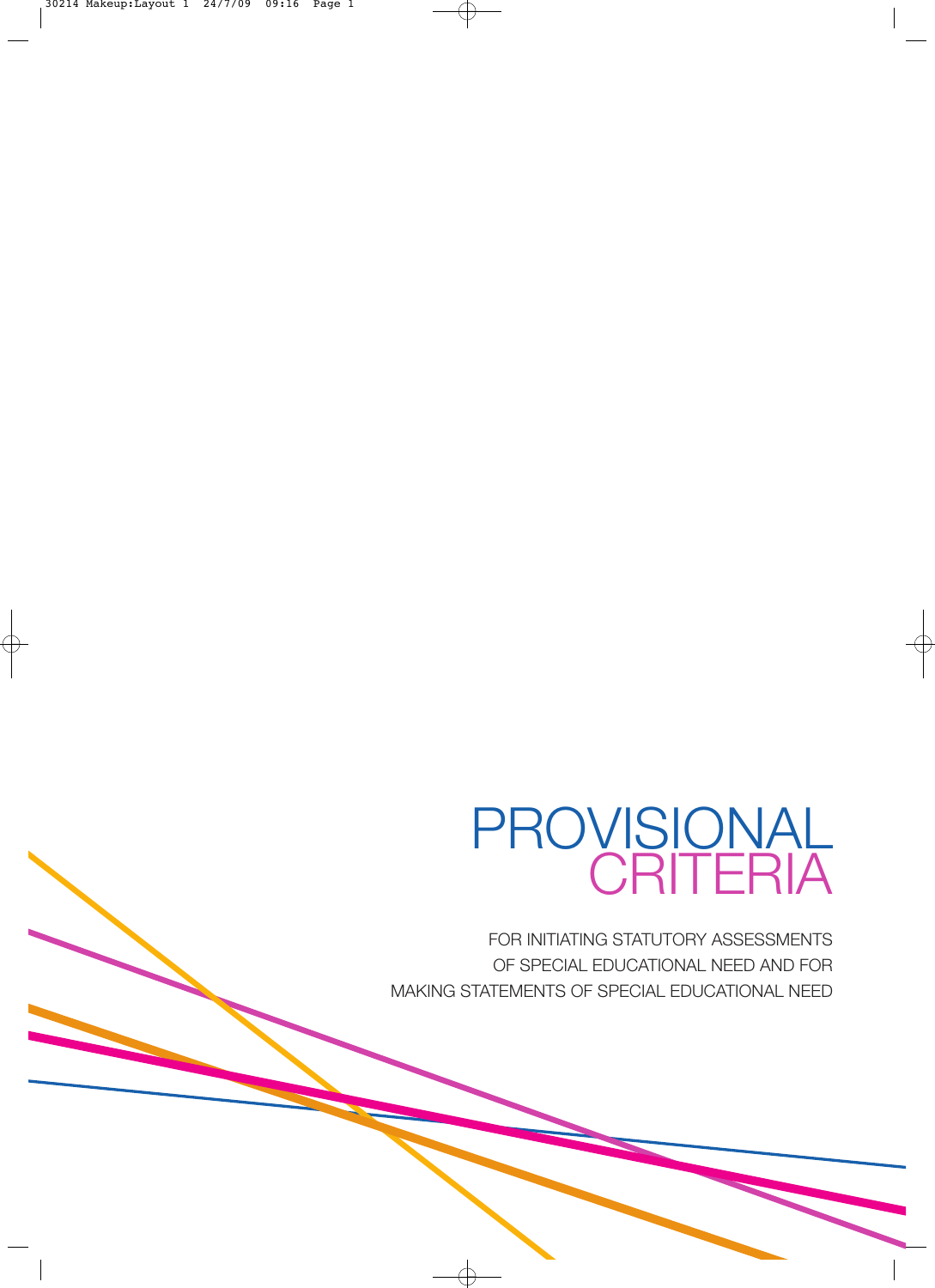# PROVISIONAL CRITERIA

FOR INITIATING STATUTORY ASSESSMENTS OF SPECIAL EDUCATIONAL NEED AND FOR MAKING STATEMENTS OF SPECIAL EDUCATIONAL NEED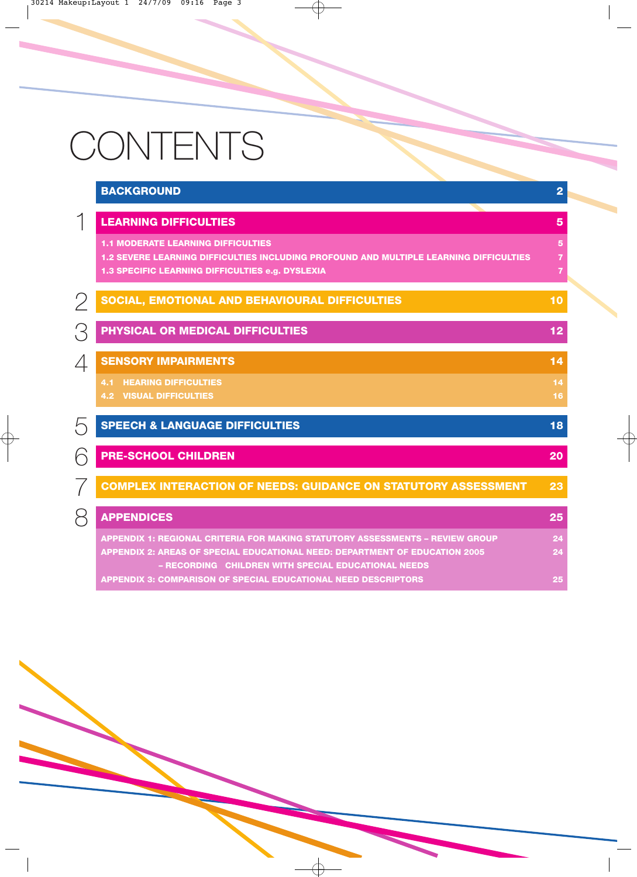# CONTENTS

| | | |
|---|---|---|
| | **BACKGROUND** | **2** |
| 1 | **LEARNING DIFFICULTIES** | **5** |
| | 1.1 MODERATE LEARNING DIFFICULTIES | 5 |
| | 1.2 SEVERE LEARNING DIFFICULTIES INCLUDING PROFOUND AND MULTIPLE LEARNING DIFFICULTIES | 7 |
| | 1.3 SPECIFIC LEARNING DIFFICULTIES e.g. DYSLEXIA | 7 |
| 2 | **SOCIAL, EMOTIONAL AND BEHAVIOURAL DIFFICULTIES** | **10** |
| 3 | **PHYSICAL OR MEDICAL DIFFICULTIES** | **12** |
| 4 | **SENSORY IMPAIRMENTS** | **14** |
| | 4.1 HEARING DIFFICULTIES | 14 |
| | 4.2 VISUAL DIFFICULTIES | 16 |
| 5 | **SPEECH & LANGUAGE DIFFICULTIES** | **18** |
| 6 | **PRE-SCHOOL CHILDREN** | **20** |
| 7 | **COMPLEX INTERACTION OF NEEDS: GUIDANCE ON STATUTORY ASSESSMENT** | **23** |
| 8 | **APPENDICES** | **25** |
| | APPENDIX 1: REGIONAL CRITERIA FOR MAKING STATUTORY ASSESSMENTS – REVIEW GROUP | 24 |
| | APPENDIX 2: AREAS OF SPECIAL EDUCATIONAL NEED: DEPARTMENT OF EDUCATION 2005 – RECORDING CHILDREN WITH SPECIAL EDUCATIONAL NEEDS | 24 |
| | APPENDIX 3: COMPARISON OF SPECIAL EDUCATIONAL NEED DESCRIPTORS | 25 |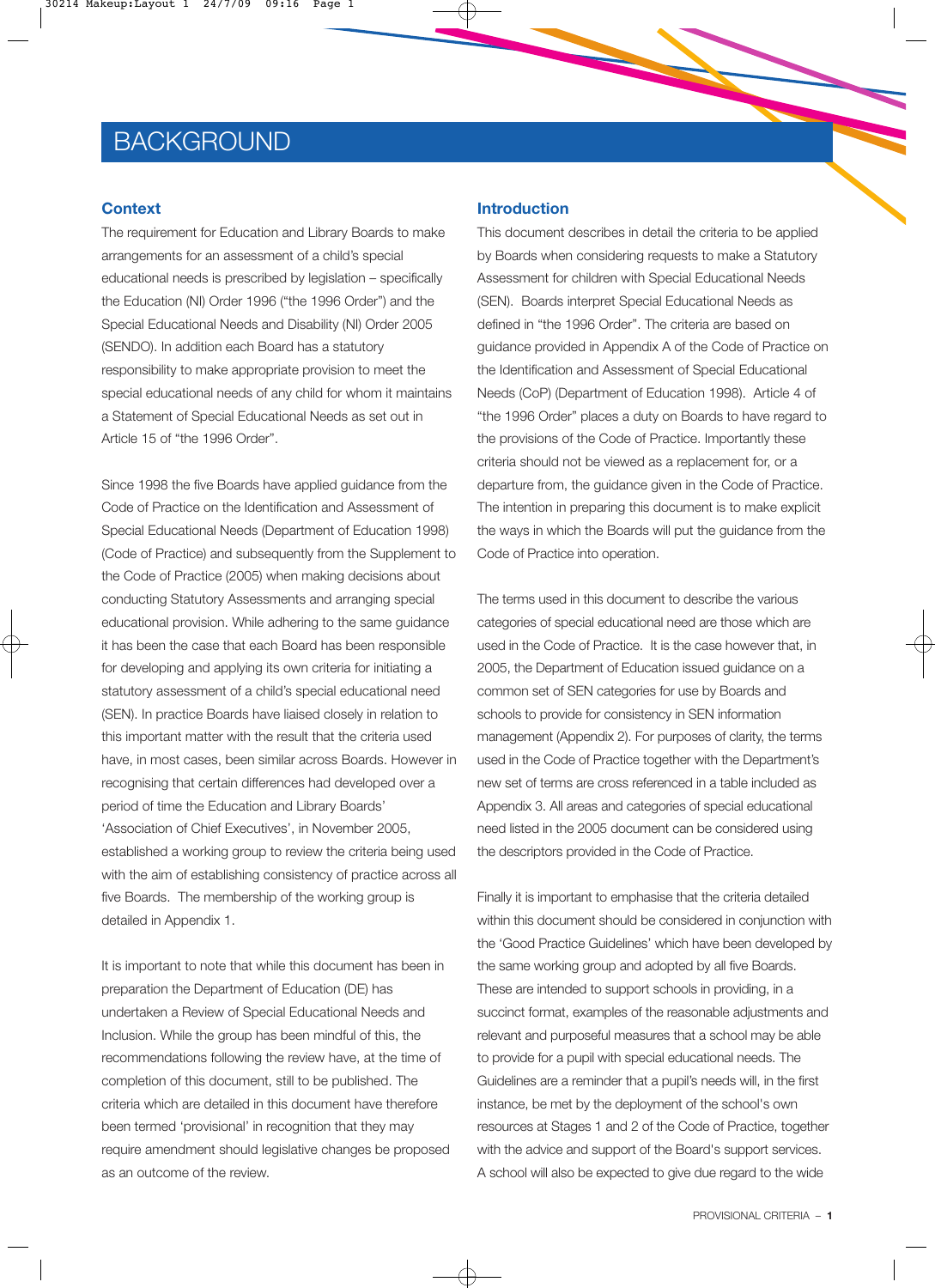# BACKGROUND

## Context

The requirement for Education and Library Boards to make arrangements for an assessment of a child's special educational needs is prescribed by legislation – specifically the Education (NI) Order 1996 ("the 1996 Order") and the Special Educational Needs and Disability (NI) Order 2005 (SENDO). In addition each Board has a statutory responsibility to make appropriate provision to meet the special educational needs of any child for whom it maintains a Statement of Special Educational Needs as set out in Article 15 of "the 1996 Order".

Since 1998 the five Boards have applied guidance from the Code of Practice on the Identification and Assessment of Special Educational Needs (Department of Education 1998) (Code of Practice) and subsequently from the Supplement to the Code of Practice (2005) when making decisions about conducting Statutory Assessments and arranging special educational provision. While adhering to the same guidance it has been the case that each Board has been responsible for developing and applying its own criteria for initiating a statutory assessment of a child's special educational need (SEN). In practice Boards have liaised closely in relation to this important matter with the result that the criteria used have, in most cases, been similar across Boards. However in recognising that certain differences had developed over a period of time the Education and Library Boards' 'Association of Chief Executives', in November 2005, established a working group to review the criteria being used with the aim of establishing consistency of practice across all five Boards. The membership of the working group is detailed in Appendix 1.

It is important to note that while this document has been in preparation the Department of Education (DE) has undertaken a Review of Special Educational Needs and Inclusion. While the group has been mindful of this, the recommendations following the review have, at the time of completion of this document, still to be published. The criteria which are detailed in this document have therefore been termed 'provisional' in recognition that they may require amendment should legislative changes be proposed as an outcome of the review.

## Introduction

This document describes in detail the criteria to be applied by Boards when considering requests to make a Statutory Assessment for children with Special Educational Needs (SEN). Boards interpret Special Educational Needs as defined in "the 1996 Order". The criteria are based on guidance provided in Appendix A of the Code of Practice on the Identification and Assessment of Special Educational Needs (CoP) (Department of Education 1998). Article 4 of "the 1996 Order" places a duty on Boards to have regard to the provisions of the Code of Practice. Importantly these criteria should not be viewed as a replacement for, or a departure from, the guidance given in the Code of Practice. The intention in preparing this document is to make explicit the ways in which the Boards will put the guidance from the Code of Practice into operation.

The terms used in this document to describe the various categories of special educational need are those which are used in the Code of Practice. It is the case however that, in 2005, the Department of Education issued guidance on a common set of SEN categories for use by Boards and schools to provide for consistency in SEN information management (Appendix 2). For purposes of clarity, the terms used in the Code of Practice together with the Department's new set of terms are cross referenced in a table included as Appendix 3. All areas and categories of special educational need listed in the 2005 document can be considered using the descriptors provided in the Code of Practice.

Finally it is important to emphasise that the criteria detailed within this document should be considered in conjunction with the 'Good Practice Guidelines' which have been developed by the same working group and adopted by all five Boards. These are intended to support schools in providing, in a succinct format, examples of the reasonable adjustments and relevant and purposeful measures that a school may be able to provide for a pupil with special educational needs. The Guidelines are a reminder that a pupil's needs will, in the first instance, be met by the deployment of the school's own resources at Stages 1 and 2 of the Code of Practice, together with the advice and support of the Board's support services. A school will also be expected to give due regard to the wide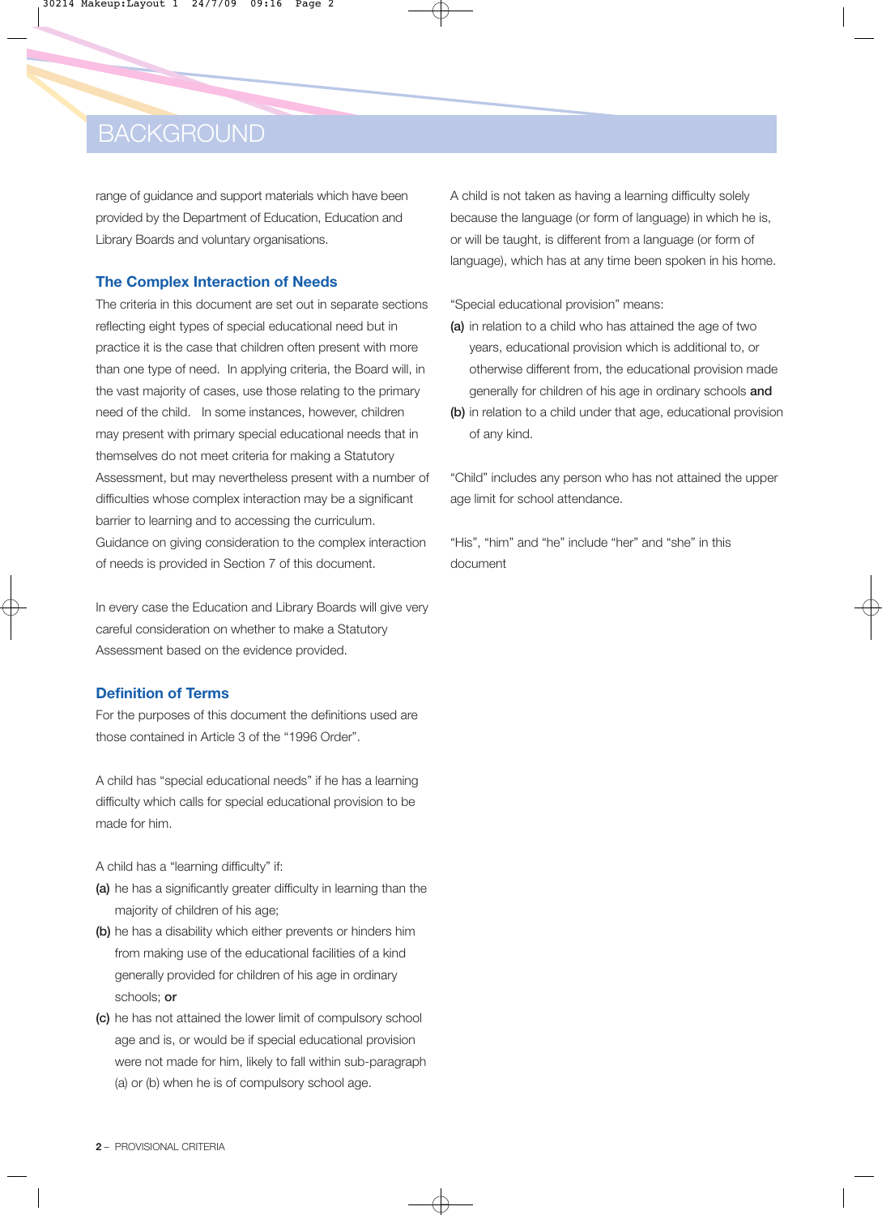# BACKGROUND

range of guidance and support materials which have been provided by the Department of Education, Education and Library Boards and voluntary organisations.

## The Complex Interaction of Needs

The criteria in this document are set out in separate sections reflecting eight types of special educational need but in practice it is the case that children often present with more than one type of need. In applying criteria, the Board will, in the vast majority of cases, use those relating to the primary need of the child. In some instances, however, children may present with primary special educational needs that in themselves do not meet criteria for making a Statutory Assessment, but may nevertheless present with a number of difficulties whose complex interaction may be a significant barrier to learning and to accessing the curriculum. Guidance on giving consideration to the complex interaction of needs is provided in Section 7 of this document.

In every case the Education and Library Boards will give very careful consideration on whether to make a Statutory Assessment based on the evidence provided.

## Definition of Terms

For the purposes of this document the definitions used are those contained in Article 3 of the "1996 Order".

A child has "special educational needs" if he has a learning difficulty which calls for special educational provision to be made for him.

A child has a "learning difficulty" if:

**(a)** he has a significantly greater difficulty in learning than the majority of children of his age;

**(b)** he has a disability which either prevents or hinders him from making use of the educational facilities of a kind generally provided for children of his age in ordinary schools; **or**

**(c)** he has not attained the lower limit of compulsory school age and is, or would be if special educational provision were not made for him, likely to fall within sub-paragraph (a) or (b) when he is of compulsory school age.

A child is not taken as having a learning difficulty solely because the language (or form of language) in which he is, or will be taught, is different from a language (or form of language), which has at any time been spoken in his home.

"Special educational provision" means:

**(a)** in relation to a child who has attained the age of two years, educational provision which is additional to, or otherwise different from, the educational provision made generally for children of his age in ordinary schools **and**

**(b)** in relation to a child under that age, educational provision of any kind.

"Child" includes any person who has not attained the upper age limit for school attendance.

"His", "him" and "he" include "her" and "she" in this document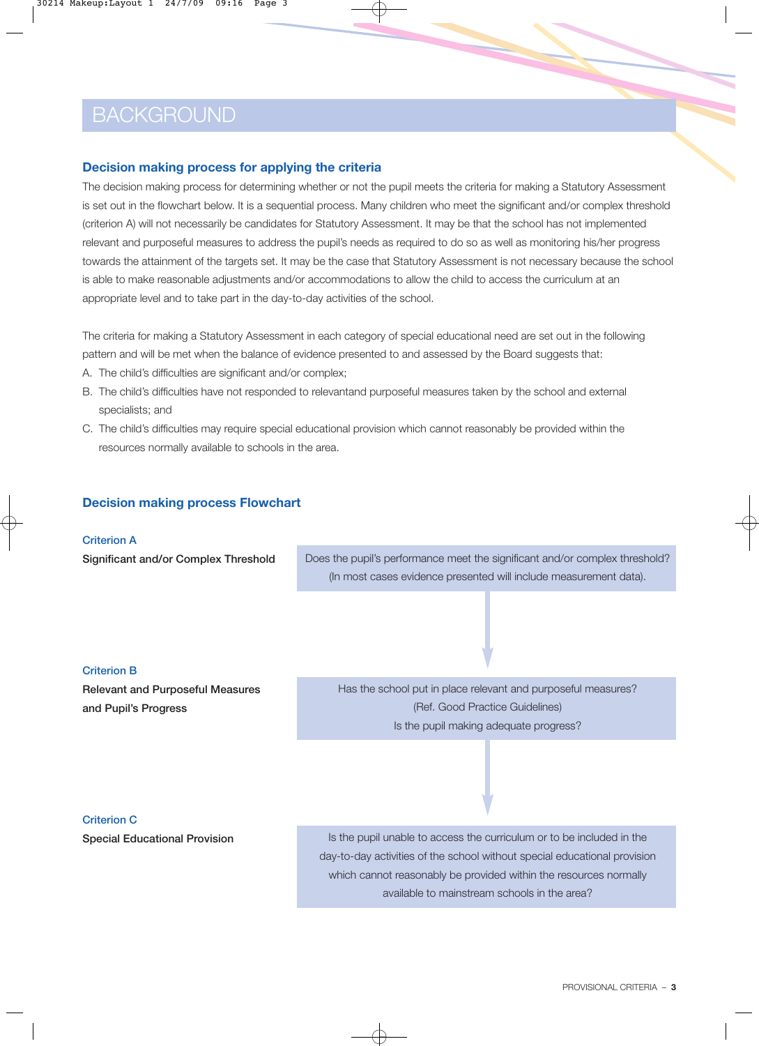# BACKGROUND

## Decision making process for applying the criteria

The decision making process for determining whether or not the pupil meets the criteria for making a Statutory Assessment is set out in the flowchart below. It is a sequential process. Many children who meet the significant and/or complex threshold (criterion A) will not necessarily be candidates for Statutory Assessment. It may be that the school has not implemented relevant and purposeful measures to address the pupil's needs as required to do so as well as monitoring his/her progress towards the attainment of the targets set. It may be the case that Statutory Assessment is not necessary because the school is able to make reasonable adjustments and/or accommodations to allow the child to access the curriculum at an appropriate level and to take part in the day-to-day activities of the school.

The criteria for making a Statutory Assessment in each category of special educational need are set out in the following pattern and will be met when the balance of evidence presented to and assessed by the Board suggests that:

A. The child's difficulties are significant and/or complex;
B. The child's difficulties have not responded to relevantand purposeful measures taken by the school and external specialists; and
C. The child's difficulties may require special educational provision which cannot reasonably be provided within the resources normally available to schools in the area.

## Decision making process Flowchart

**Criterion A**
**Significant and/or Complex Threshold**

Does the pupil's performance meet the significant and/or complex threshold?
(In most cases evidence presented will include measurement data).

↓

**Criterion B**
**Relevant and Purposeful Measures and Pupil's Progress**

Has the school put in place relevant and purposeful measures?
(Ref. Good Practice Guidelines)
Is the pupil making adequate progress?

↓

**Criterion C**
**Special Educational Provision**

Is the pupil unable to access the curriculum or to be included in the day-to-day activities of the school without special educational provision which cannot reasonably be provided within the resources normally available to mainstream schools in the area?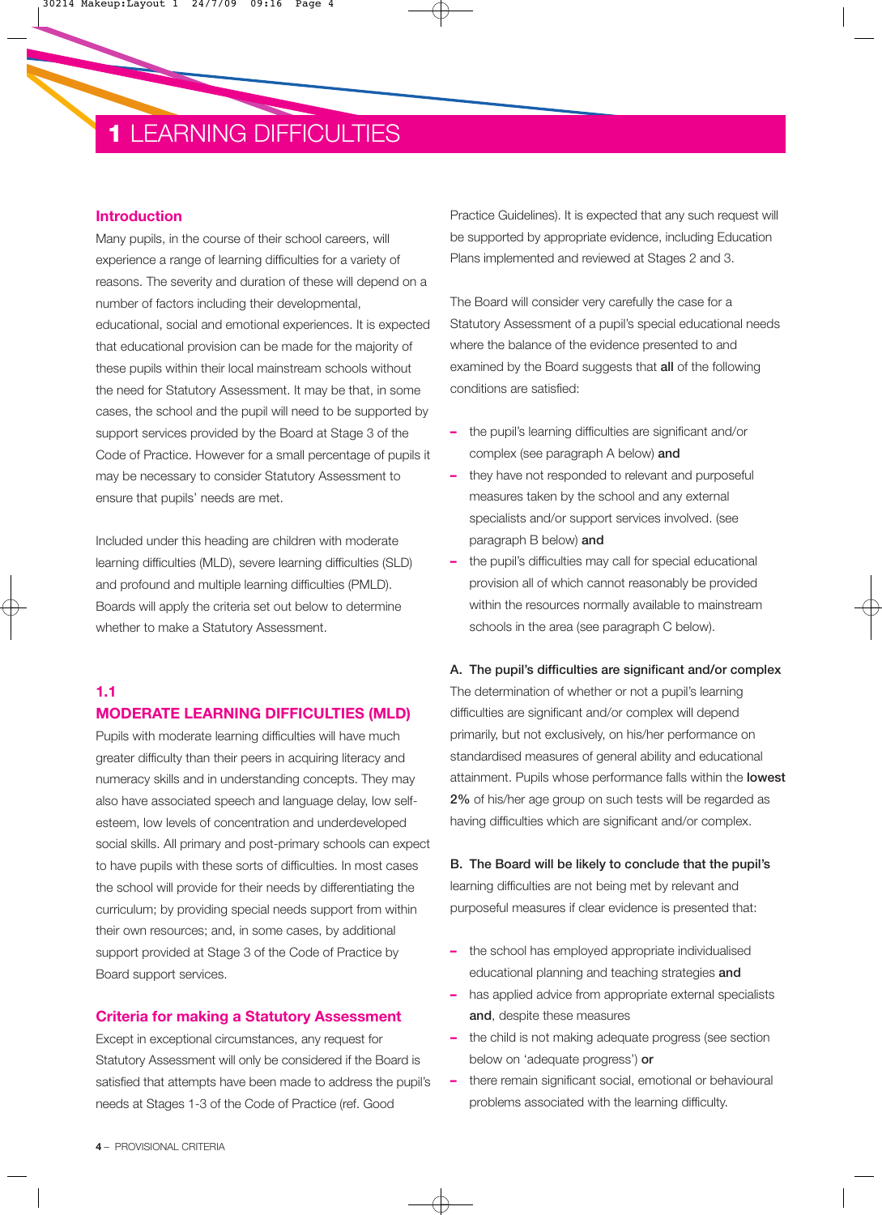# 1 LEARNING DIFFICULTIES

## Introduction

Many pupils, in the course of their school careers, will experience a range of learning difficulties for a variety of reasons. The severity and duration of these will depend on a number of factors including their developmental, educational, social and emotional experiences. It is expected that educational provision can be made for the majority of these pupils within their local mainstream schools without the need for Statutory Assessment. It may be that, in some cases, the school and the pupil will need to be supported by support services provided by the Board at Stage 3 of the Code of Practice. However for a small percentage of pupils it may be necessary to consider Statutory Assessment to ensure that pupils' needs are met.

Included under this heading are children with moderate learning difficulties (MLD), severe learning difficulties (SLD) and profound and multiple learning difficulties (PMLD). Boards will apply the criteria set out below to determine whether to make a Statutory Assessment.

## 1.1 MODERATE LEARNING DIFFICULTIES (MLD)

Pupils with moderate learning difficulties will have much greater difficulty than their peers in acquiring literacy and numeracy skills and in understanding concepts. They may also have associated speech and language delay, low self-esteem, low levels of concentration and underdeveloped social skills. All primary and post-primary schools can expect to have pupils with these sorts of difficulties. In most cases the school will provide for their needs by differentiating the curriculum; by providing special needs support from within their own resources; and, in some cases, by additional support provided at Stage 3 of the Code of Practice by Board support services.

### Criteria for making a Statutory Assessment

Except in exceptional circumstances, any request for Statutory Assessment will only be considered if the Board is satisfied that attempts have been made to address the pupil's needs at Stages 1-3 of the Code of Practice (ref. Good Practice Guidelines). It is expected that any such request will be supported by appropriate evidence, including Education Plans implemented and reviewed at Stages 2 and 3.

The Board will consider very carefully the case for a Statutory Assessment of a pupil's special educational needs where the balance of the evidence presented to and examined by the Board suggests that **all** of the following conditions are satisfied:

- the pupil's learning difficulties are significant and/or complex (see paragraph A below) **and**
- they have not responded to relevant and purposeful measures taken by the school and any external specialists and/or support services involved. (see paragraph B below) **and**
- the pupil's difficulties may call for special educational provision all of which cannot reasonably be provided within the resources normally available to mainstream schools in the area (see paragraph C below).

**A. The pupil's difficulties are significant and/or complex**

The determination of whether or not a pupil's learning difficulties are significant and/or complex will depend primarily, but not exclusively, on his/her performance on standardised measures of general ability and educational attainment. Pupils whose performance falls within the **lowest 2%** of his/her age group on such tests will be regarded as having difficulties which are significant and/or complex.

**B. The Board will be likely to conclude that the pupil's** learning difficulties are not being met by relevant and purposeful measures if clear evidence is presented that:

- the school has employed appropriate individualised educational planning and teaching strategies **and**
- has applied advice from appropriate external specialists **and**, despite these measures
- the child is not making adequate progress (see section below on 'adequate progress') **or**
- there remain significant social, emotional or behavioural problems associated with the learning difficulty.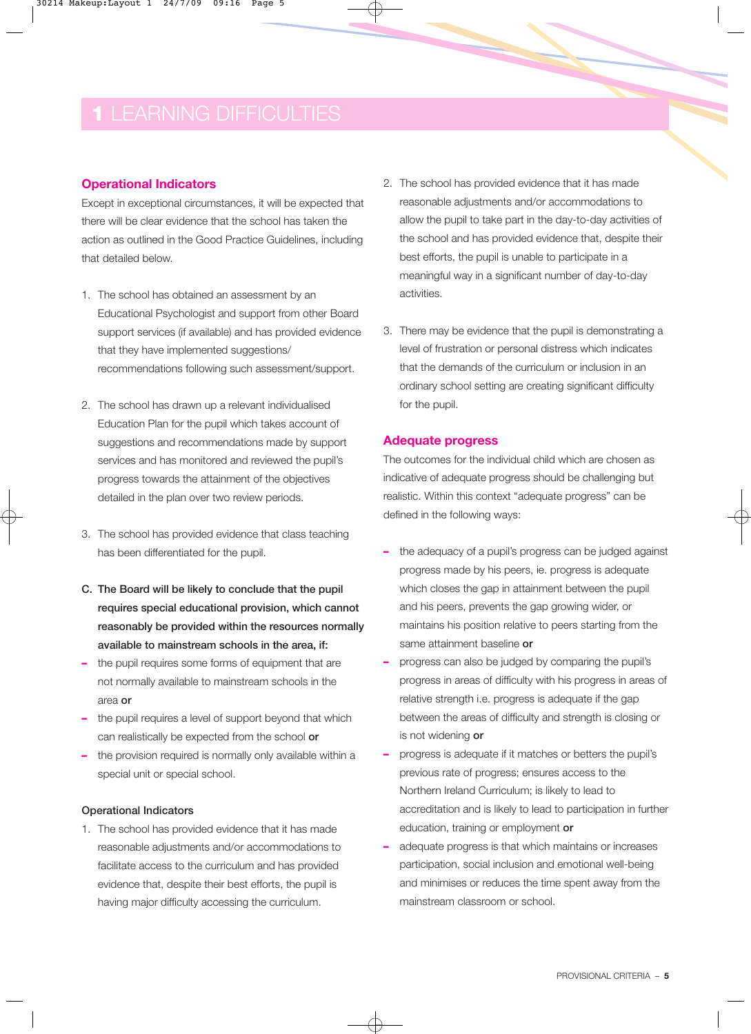# 1 LEARNING DIFFICULTIES

## Operational Indicators

Except in exceptional circumstances, it will be expected that there will be clear evidence that the school has taken the action as outlined in the Good Practice Guidelines, including that detailed below.

1. The school has obtained an assessment by an Educational Psychologist and support from other Board support services (if available) and has provided evidence that they have implemented suggestions/ recommendations following such assessment/support.

2. The school has drawn up a relevant individualised Education Plan for the pupil which takes account of suggestions and recommendations made by support services and has monitored and reviewed the pupil's progress towards the attainment of the objectives detailed in the plan over two review periods.

3. The school has provided evidence that class teaching has been differentiated for the pupil.

**C. The Board will be likely to conclude that the pupil requires special educational provision, which cannot reasonably be provided within the resources normally available to mainstream schools in the area, if:**

- the pupil requires some forms of equipment that are not normally available to mainstream schools in the area **or**
- the pupil requires a level of support beyond that which can realistically be expected from the school **or**
- the provision required is normally only available within a special unit or special school.

### Operational Indicators

1. The school has provided evidence that it has made reasonable adjustments and/or accommodations to facilitate access to the curriculum and has provided evidence that, despite their best efforts, the pupil is having major difficulty accessing the curriculum.

2. The school has provided evidence that it has made reasonable adjustments and/or accommodations to allow the pupil to take part in the day-to-day activities of the school and has provided evidence that, despite their best efforts, the pupil is unable to participate in a meaningful way in a significant number of day-to-day activities.

3. There may be evidence that the pupil is demonstrating a level of frustration or personal distress which indicates that the demands of the curriculum or inclusion in an ordinary school setting are creating significant difficulty for the pupil.

## Adequate progress

The outcomes for the individual child which are chosen as indicative of adequate progress should be challenging but realistic. Within this context "adequate progress" can be defined in the following ways:

- the adequacy of a pupil's progress can be judged against progress made by his peers, ie. progress is adequate which closes the gap in attainment between the pupil and his peers, prevents the gap growing wider, or maintains his position relative to peers starting from the same attainment baseline **or**
- progress can also be judged by comparing the pupil's progress in areas of difficulty with his progress in areas of relative strength i.e. progress is adequate if the gap between the areas of difficulty and strength is closing or is not widening **or**
- progress is adequate if it matches or betters the pupil's previous rate of progress; ensures access to the Northern Ireland Curriculum; is likely to lead to accreditation and is likely to lead to participation in further education, training or employment **or**
- adequate progress is that which maintains or increases participation, social inclusion and emotional well-being and minimises or reduces the time spent away from the mainstream classroom or school.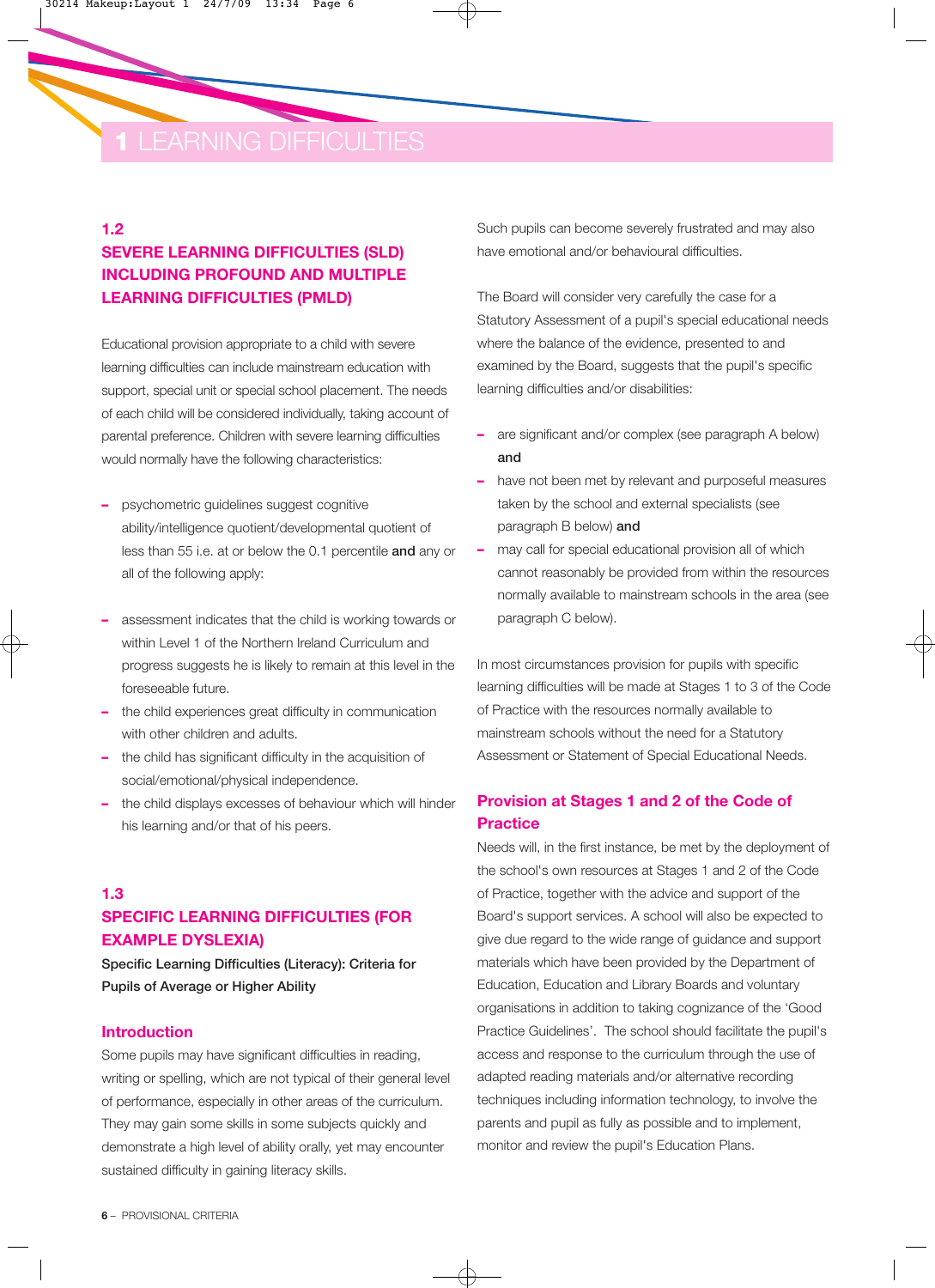# 1 LEARNING DIFFICULTIES

## 1.2
## SEVERE LEARNING DIFFICULTIES (SLD) INCLUDING PROFOUND AND MULTIPLE LEARNING DIFFICULTIES (PMLD)

Educational provision appropriate to a child with severe learning difficulties can include mainstream education with support, special unit or special school placement. The needs of each child will be considered individually, taking account of parental preference. Children with severe learning difficulties would normally have the following characteristics:

- psychometric guidelines suggest cognitive ability/intelligence quotient/developmental quotient of less than 55 i.e. at or below the 0.1 percentile **and** any or all of the following apply:

- assessment indicates that the child is working towards or within Level 1 of the Northern Ireland Curriculum and progress suggests he is likely to remain at this level in the foreseeable future.
- the child experiences great difficulty in communication with other children and adults.
- the child has significant difficulty in the acquisition of social/emotional/physical independence.
- the child displays excesses of behaviour which will hinder his learning and/or that of his peers.

## 1.3
## SPECIFIC LEARNING DIFFICULTIES (FOR EXAMPLE DYSLEXIA)

**Specific Learning Difficulties (Literacy): Criteria for Pupils of Average or Higher Ability**

### Introduction

Some pupils may have significant difficulties in reading, writing or spelling, which are not typical of their general level of performance, especially in other areas of the curriculum. They may gain some skills in some subjects quickly and demonstrate a high level of ability orally, yet may encounter sustained difficulty in gaining literacy skills.

Such pupils can become severely frustrated and may also have emotional and/or behavioural difficulties.

The Board will consider very carefully the case for a Statutory Assessment of a pupil's special educational needs where the balance of the evidence, presented to and examined by the Board, suggests that the pupil's specific learning difficulties and/or disabilities:

- are significant and/or complex (see paragraph A below) **and**
- have not been met by relevant and purposeful measures taken by the school and external specialists (see paragraph B below) **and**
- may call for special educational provision all of which cannot reasonably be provided from within the resources normally available to mainstream schools in the area (see paragraph C below).

In most circumstances provision for pupils with specific learning difficulties will be made at Stages 1 to 3 of the Code of Practice with the resources normally available to mainstream schools without the need for a Statutory Assessment or Statement of Special Educational Needs.

### Provision at Stages 1 and 2 of the Code of Practice

Needs will, in the first instance, be met by the deployment of the school's own resources at Stages 1 and 2 of the Code of Practice, together with the advice and support of the Board's support services. A school will also be expected to give due regard to the wide range of guidance and support materials which have been provided by the Department of Education, Education and Library Boards and voluntary organisations in addition to taking cognizance of the 'Good Practice Guidelines'. The school should facilitate the pupil's access and response to the curriculum through the use of adapted reading materials and/or alternative recording techniques including information technology, to involve the parents and pupil as fully as possible and to implement, monitor and review the pupil's Education Plans.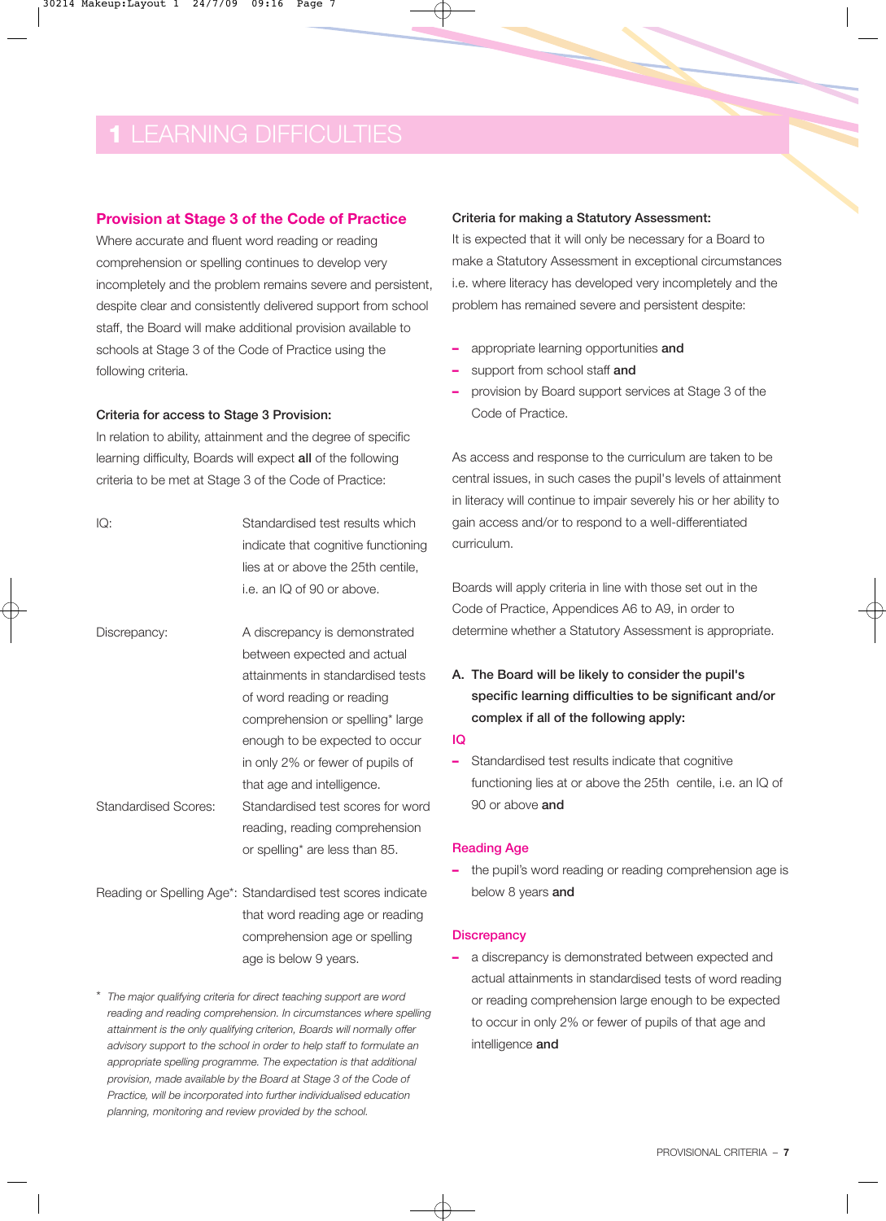# 1 LEARNING DIFFICULTIES

## Provision at Stage 3 of the Code of Practice

Where accurate and fluent word reading or reading comprehension or spelling continues to develop very incompletely and the problem remains severe and persistent, despite clear and consistently delivered support from school staff, the Board will make additional provision available to schools at Stage 3 of the Code of Practice using the following criteria.

**Criteria for access to Stage 3 Provision:**

In relation to ability, attainment and the degree of specific learning difficulty, Boards will expect **all** of the following criteria to be met at Stage 3 of the Code of Practice:

| | |
|---|---|
| IQ: | Standardised test results which indicate that cognitive functioning lies at or above the 25th centile, i.e. an IQ of 90 or above. |
| Discrepancy: | A discrepancy is demonstrated between expected and actual attainments in standardised tests of word reading or reading comprehension or spelling* large enough to be expected to occur in only 2% or fewer of pupils of that age and intelligence. |
| Standardised Scores: | Standardised test scores for word reading, reading comprehension or spelling* are less than 85. |
| Reading or Spelling Age*: | Standardised test scores indicate that word reading age or reading comprehension age or spelling age is below 9 years. |

\* *The major qualifying criteria for direct teaching support are word reading and reading comprehension. In circumstances where spelling attainment is the only qualifying criterion, Boards will normally offer advisory support to the school in order to help staff to formulate an appropriate spelling programme. The expectation is that additional provision, made available by the Board at Stage 3 of the Code of Practice, will be incorporated into further individualised education planning, monitoring and review provided by the school.*

**Criteria for making a Statutory Assessment:**

It is expected that it will only be necessary for a Board to make a Statutory Assessment in exceptional circumstances i.e. where literacy has developed very incompletely and the problem has remained severe and persistent despite:

- appropriate learning opportunities **and**
- support from school staff **and**
- provision by Board support services at Stage 3 of the Code of Practice.

As access and response to the curriculum are taken to be central issues, in such cases the pupil's levels of attainment in literacy will continue to impair severely his or her ability to gain access and/or to respond to a well-differentiated curriculum.

Boards will apply criteria in line with those set out in the Code of Practice, Appendices A6 to A9, in order to determine whether a Statutory Assessment is appropriate.

**A. The Board will be likely to consider the pupil's specific learning difficulties to be significant and/or complex if all of the following apply:**

### IQ

- Standardised test results indicate that cognitive functioning lies at or above the 25th centile, i.e. an IQ of 90 or above **and**

### Reading Age

- the pupil's word reading or reading comprehension age is below 8 years **and**

### Discrepancy

- a discrepancy is demonstrated between expected and actual attainments in standardised tests of word reading or reading comprehension large enough to be expected to occur in only 2% or fewer of pupils of that age and intelligence **and**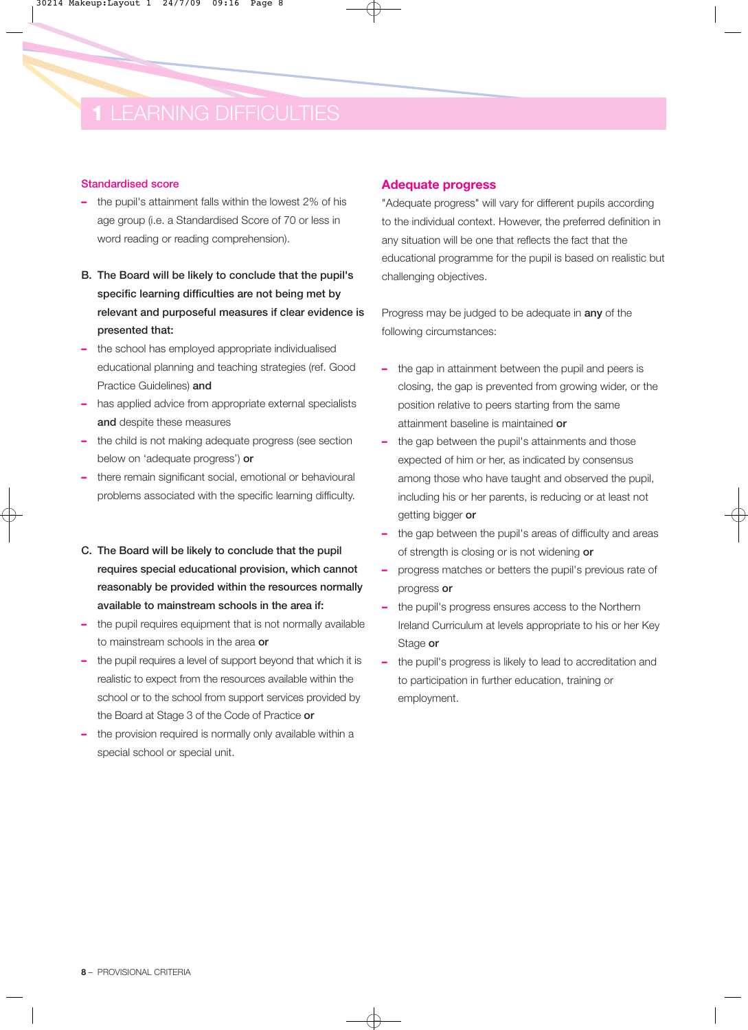# 1 LEARNING DIFFICULTIES

### Standardised score

- the pupil's attainment falls within the lowest 2% of his age group (i.e. a Standardised Score of 70 or less in word reading or reading comprehension).

**B. The Board will be likely to conclude that the pupil's specific learning difficulties are not being met by relevant and purposeful measures if clear evidence is presented that:**

- the school has employed appropriate individualised educational planning and teaching strategies (ref. Good Practice Guidelines) **and**
- has applied advice from appropriate external specialists **and** despite these measures
- the child is not making adequate progress (see section below on 'adequate progress') **or**
- there remain significant social, emotional or behavioural problems associated with the specific learning difficulty.

**C. The Board will be likely to conclude that the pupil requires special educational provision, which cannot reasonably be provided within the resources normally available to mainstream schools in the area if:**

- the pupil requires equipment that is not normally available to mainstream schools in the area **or**
- the pupil requires a level of support beyond that which it is realistic to expect from the resources available within the school or to the school from support services provided by the Board at Stage 3 of the Code of Practice **or**
- the provision required is normally only available within a special school or special unit.

## Adequate progress

"Adequate progress" will vary for different pupils according to the individual context. However, the preferred definition in any situation will be one that reflects the fact that the educational programme for the pupil is based on realistic but challenging objectives.

Progress may be judged to be adequate in **any** of the following circumstances:

- the gap in attainment between the pupil and peers is closing, the gap is prevented from growing wider, or the position relative to peers starting from the same attainment baseline is maintained **or**
- the gap between the pupil's attainments and those expected of him or her, as indicated by consensus among those who have taught and observed the pupil, including his or her parents, is reducing or at least not getting bigger **or**
- the gap between the pupil's areas of difficulty and areas of strength is closing or is not widening **or**
- progress matches or betters the pupil's previous rate of progress **or**
- the pupil's progress ensures access to the Northern Ireland Curriculum at levels appropriate to his or her Key Stage **or**
- the pupil's progress is likely to lead to accreditation and to participation in further education, training or employment.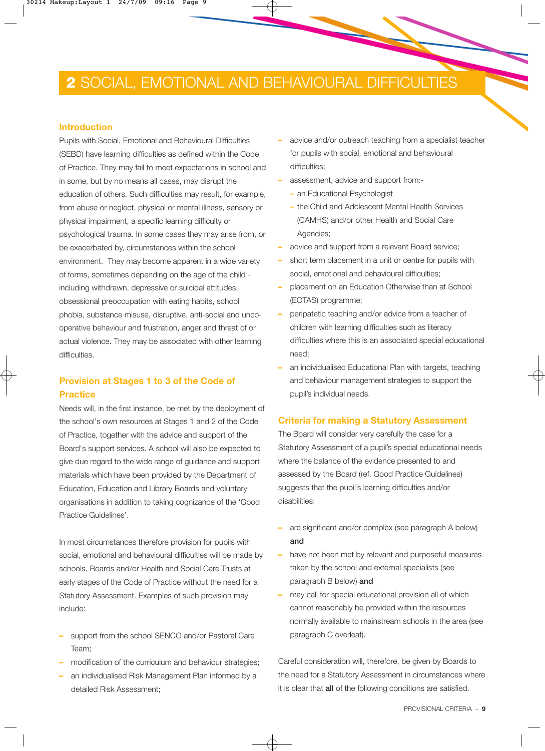# 2 SOCIAL, EMOTIONAL AND BEHAVIOURAL DIFFICULTIES

## Introduction

Pupils with Social, Emotional and Behavioural Difficulties (SEBD) have learning difficulties as defined within the Code of Practice. They may fail to meet expectations in school and in some, but by no means all cases, may disrupt the education of others. Such difficulties may result, for example, from abuse or neglect, physical or mental illness, sensory or physical impairment, a specific learning difficulty or psychological trauma. In some cases they may arise from, or be exacerbated by, circumstances within the school environment. They may become apparent in a wide variety of forms, sometimes depending on the age of the child - including withdrawn, depressive or suicidal attitudes, obsessional preoccupation with eating habits, school phobia, substance misuse, disruptive, anti-social and unco-operative behaviour and frustration, anger and threat of or actual violence. They may be associated with other learning difficulties.

## Provision at Stages 1 to 3 of the Code of Practice

Needs will, in the first instance, be met by the deployment of the school's own resources at Stages 1 and 2 of the Code of Practice, together with the advice and support of the Board's support services. A school will also be expected to give due regard to the wide range of guidance and support materials which have been provided by the Department of Education, Education and Library Boards and voluntary organisations in addition to taking cognizance of the 'Good Practice Guidelines'.

In most circumstances therefore provision for pupils with social, emotional and behavioural difficulties will be made by schools, Boards and/or Health and Social Care Trusts at early stages of the Code of Practice without the need for a Statutory Assessment. Examples of such provision may include:

- support from the school SENCO and/or Pastoral Care Team;
- modification of the curriculum and behaviour strategies;
- an individualised Risk Management Plan informed by a detailed Risk Assessment;
- advice and/or outreach teaching from a specialist teacher for pupils with social, emotional and behavioural difficulties;
- assessment, advice and support from:-
  - an Educational Psychologist
  - the Child and Adolescent Mental Health Services (CAMHS) and/or other Health and Social Care Agencies;
- advice and support from a relevant Board service;
- short term placement in a unit or centre for pupils with social, emotional and behavioural difficulties;
- placement on an Education Otherwise than at School (EOTAS) programme;
- peripatetic teaching and/or advice from a teacher of children with learning difficulties such as literacy difficulties where this is an associated special educational need;
- an individualised Educational Plan with targets, teaching and behaviour management strategies to support the pupil's individual needs.

## Criteria for making a Statutory Assessment

The Board will consider very carefully the case for a Statutory Assessment of a pupil's special educational needs where the balance of the evidence presented to and assessed by the Board (ref. Good Practice Guidelines) suggests that the pupil's learning difficulties and/or disabilities:

- are significant and/or complex (see paragraph A below) **and**
- have not been met by relevant and purposeful measures taken by the school and external specialists (see paragraph B below) **and**
- may call for special educational provision all of which cannot reasonably be provided within the resources normally available to mainstream schools in the area (see paragraph C overleaf).

Careful consideration will, therefore, be given by Boards to the need for a Statutory Assessment in circumstances where it is clear that **all** of the following conditions are satisfied.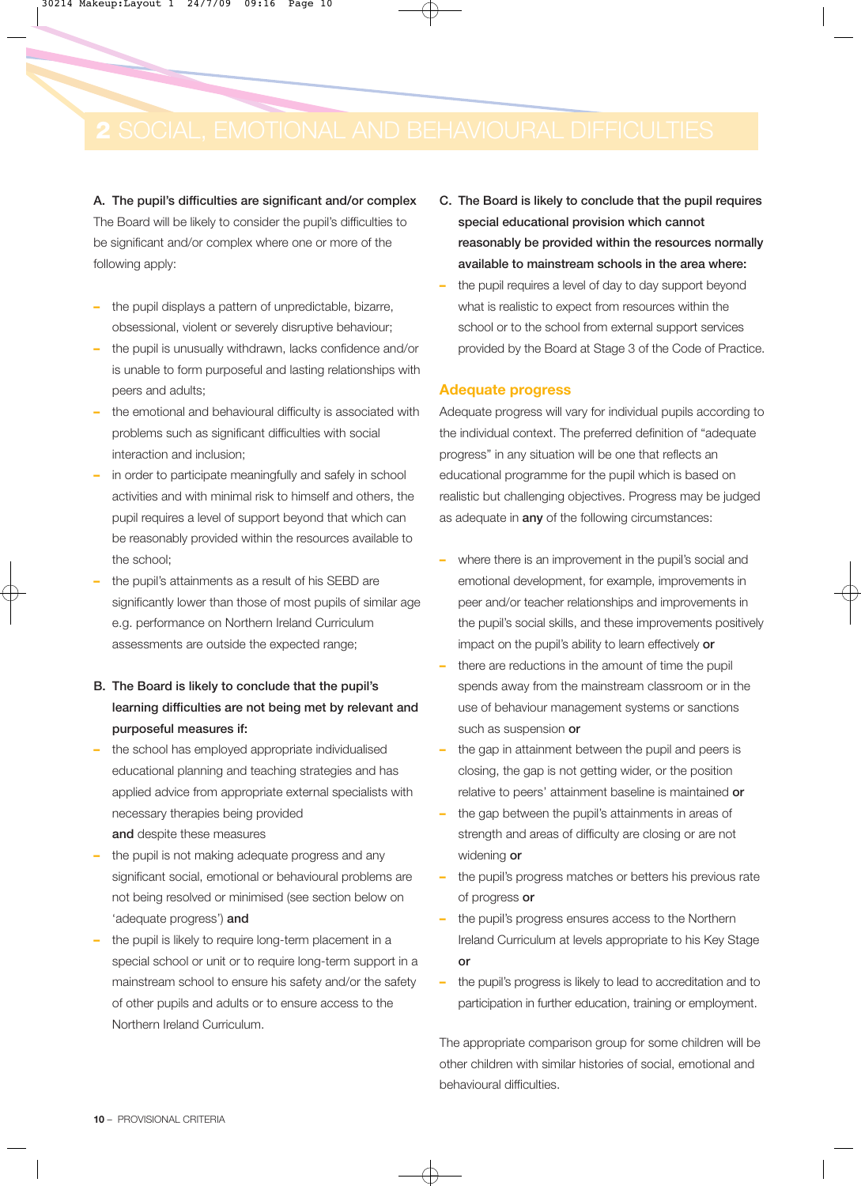# 2 SOCIAL, EMOTIONAL AND BEHAVIOURAL DIFFICULTIES

**A. The pupil's difficulties are significant and/or complex**

The Board will be likely to consider the pupil's difficulties to be significant and/or complex where one or more of the following apply:

- the pupil displays a pattern of unpredictable, bizarre, obsessional, violent or severely disruptive behaviour;
- the pupil is unusually withdrawn, lacks confidence and/or is unable to form purposeful and lasting relationships with peers and adults;
- the emotional and behavioural difficulty is associated with problems such as significant difficulties with social interaction and inclusion;
- in order to participate meaningfully and safely in school activities and with minimal risk to himself and others, the pupil requires a level of support beyond that which can be reasonably provided within the resources available to the school;
- the pupil's attainments as a result of his SEBD are significantly lower than those of most pupils of similar age e.g. performance on Northern Ireland Curriculum assessments are outside the expected range;

**B. The Board is likely to conclude that the pupil's learning difficulties are not being met by relevant and purposeful measures if:**

- the school has employed appropriate individualised educational planning and teaching strategies and has applied advice from appropriate external specialists with necessary therapies being provided **and** despite these measures
- the pupil is not making adequate progress and any significant social, emotional or behavioural problems are not being resolved or minimised (see section below on 'adequate progress') **and**
- the pupil is likely to require long-term placement in a special school or unit or to require long-term support in a mainstream school to ensure his safety and/or the safety of other pupils and adults or to ensure access to the Northern Ireland Curriculum.

**C. The Board is likely to conclude that the pupil requires special educational provision which cannot reasonably be provided within the resources normally available to mainstream schools in the area where:**

- the pupil requires a level of day to day support beyond what is realistic to expect from resources within the school or to the school from external support services provided by the Board at Stage 3 of the Code of Practice.

## Adequate progress

Adequate progress will vary for individual pupils according to the individual context. The preferred definition of "adequate progress" in any situation will be one that reflects an educational programme for the pupil which is based on realistic but challenging objectives. Progress may be judged as adequate in **any** of the following circumstances:

- where there is an improvement in the pupil's social and emotional development, for example, improvements in peer and/or teacher relationships and improvements in the pupil's social skills, and these improvements positively impact on the pupil's ability to learn effectively **or**
- there are reductions in the amount of time the pupil spends away from the mainstream classroom or in the use of behaviour management systems or sanctions such as suspension **or**
- the gap in attainment between the pupil and peers is closing, the gap is not getting wider, or the position relative to peers' attainment baseline is maintained **or**
- the gap between the pupil's attainments in areas of strength and areas of difficulty are closing or are not widening **or**
- the pupil's progress matches or betters his previous rate of progress **or**
- the pupil's progress ensures access to the Northern Ireland Curriculum at levels appropriate to his Key Stage **or**
- the pupil's progress is likely to lead to accreditation and to participation in further education, training or employment.

The appropriate comparison group for some children will be other children with similar histories of social, emotional and behavioural difficulties.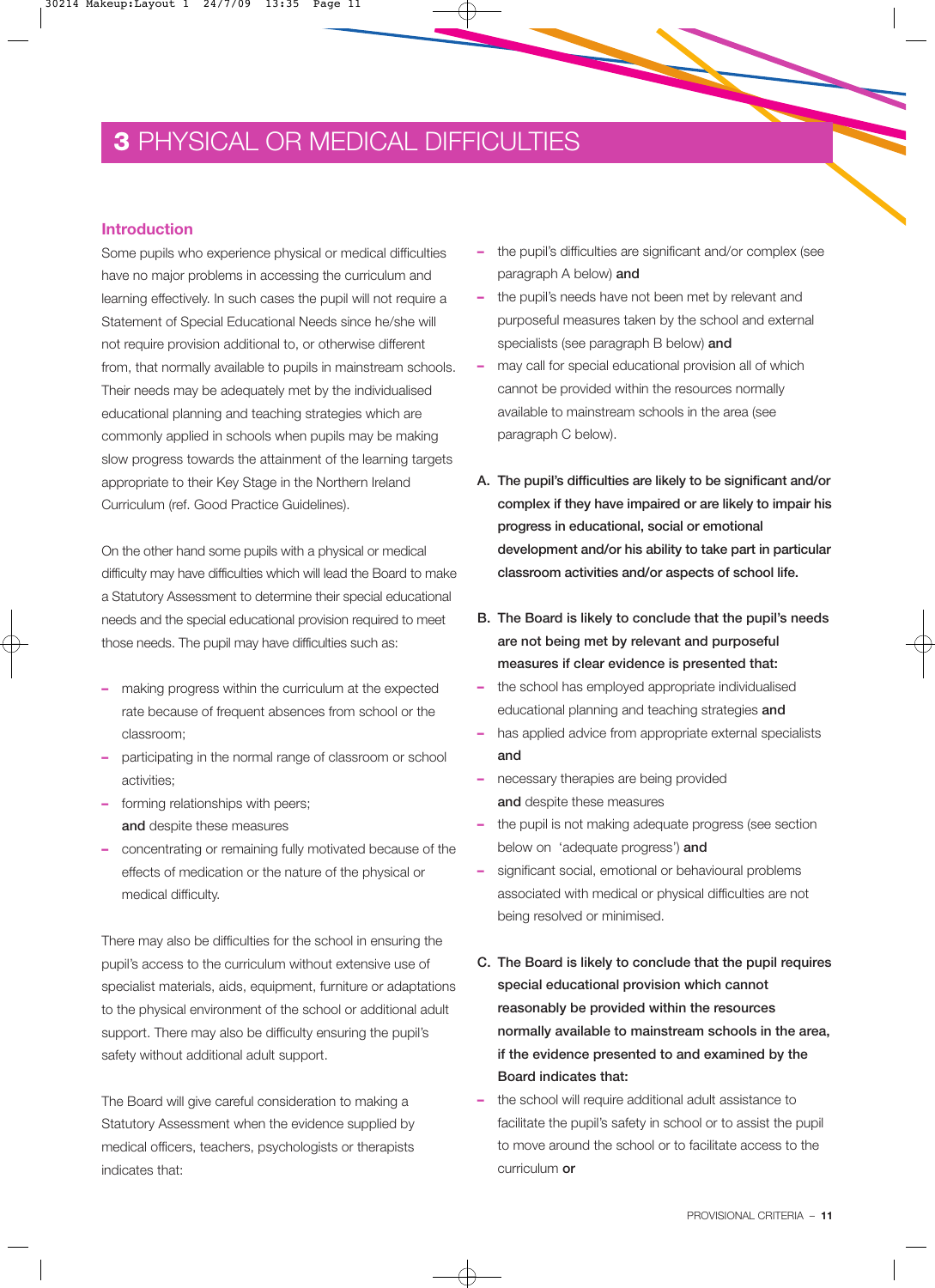# 3 PHYSICAL OR MEDICAL DIFFICULTIES

## Introduction

Some pupils who experience physical or medical difficulties have no major problems in accessing the curriculum and learning effectively. In such cases the pupil will not require a Statement of Special Educational Needs since he/she will not require provision additional to, or otherwise different from, that normally available to pupils in mainstream schools. Their needs may be adequately met by the individualised educational planning and teaching strategies which are commonly applied in schools when pupils may be making slow progress towards the attainment of the learning targets appropriate to their Key Stage in the Northern Ireland Curriculum (ref. Good Practice Guidelines).

On the other hand some pupils with a physical or medical difficulty may have difficulties which will lead the Board to make a Statutory Assessment to determine their special educational needs and the special educational provision required to meet those needs. The pupil may have difficulties such as:

- making progress within the curriculum at the expected rate because of frequent absences from school or the classroom;
- participating in the normal range of classroom or school activities;
- forming relationships with peers;

  **and** despite these measures
- concentrating or remaining fully motivated because of the effects of medication or the nature of the physical or medical difficulty.

There may also be difficulties for the school in ensuring the pupil's access to the curriculum without extensive use of specialist materials, aids, equipment, furniture or adaptations to the physical environment of the school or additional adult support. There may also be difficulty ensuring the pupil's safety without additional adult support.

The Board will give careful consideration to making a Statutory Assessment when the evidence supplied by medical officers, teachers, psychologists or therapists indicates that:

- the pupil's difficulties are significant and/or complex (see paragraph A below) **and**
- the pupil's needs have not been met by relevant and purposeful measures taken by the school and external specialists (see paragraph B below) **and**
- may call for special educational provision all of which cannot be provided within the resources normally available to mainstream schools in the area (see paragraph C below).

**A. The pupil's difficulties are likely to be significant and/or complex if they have impaired or are likely to impair his progress in educational, social or emotional development and/or his ability to take part in particular classroom activities and/or aspects of school life.**

**B. The Board is likely to conclude that the pupil's needs are not being met by relevant and purposeful measures if clear evidence is presented that:**

- the school has employed appropriate individualised educational planning and teaching strategies **and**
- has applied advice from appropriate external specialists **and**
- necessary therapies are being provided

  **and** despite these measures
- the pupil is not making adequate progress (see section below on 'adequate progress') **and**
- significant social, emotional or behavioural problems associated with medical or physical difficulties are not being resolved or minimised.

**C. The Board is likely to conclude that the pupil requires special educational provision which cannot reasonably be provided within the resources normally available to mainstream schools in the area, if the evidence presented to and examined by the Board indicates that:**

- the school will require additional adult assistance to facilitate the pupil's safety in school or to assist the pupil to move around the school or to facilitate access to the curriculum **or**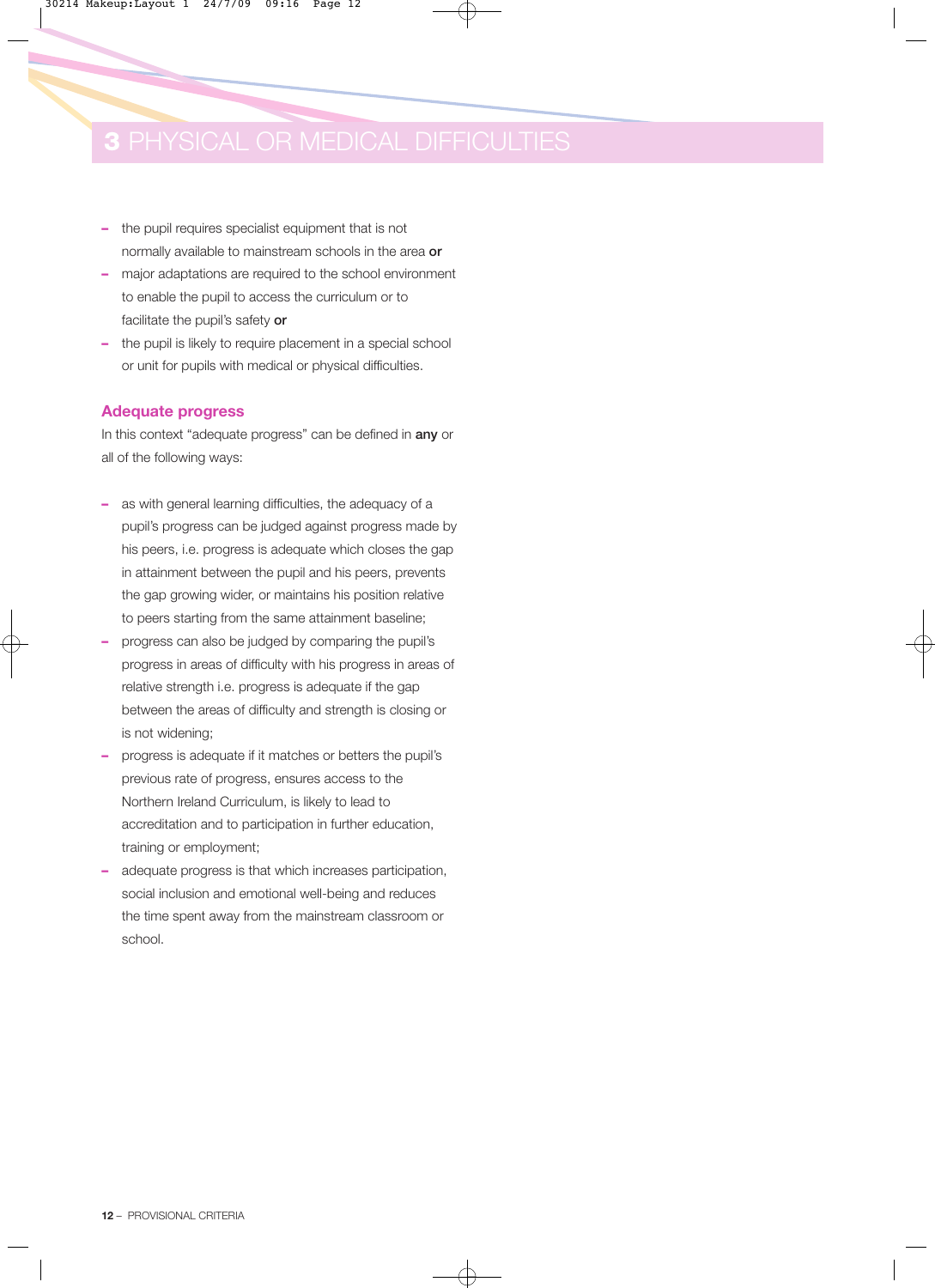# 3 PHYSICAL OR MEDICAL DIFFICULTIES

- the pupil requires specialist equipment that is not normally available to mainstream schools in the area **or**
- major adaptations are required to the school environment to enable the pupil to access the curriculum or to facilitate the pupil's safety **or**
- the pupil is likely to require placement in a special school or unit for pupils with medical or physical difficulties.

## Adequate progress

In this context "adequate progress" can be defined in **any** or all of the following ways:

- as with general learning difficulties, the adequacy of a pupil's progress can be judged against progress made by his peers, i.e. progress is adequate which closes the gap in attainment between the pupil and his peers, prevents the gap growing wider, or maintains his position relative to peers starting from the same attainment baseline;
- progress can also be judged by comparing the pupil's progress in areas of difficulty with his progress in areas of relative strength i.e. progress is adequate if the gap between the areas of difficulty and strength is closing or is not widening;
- progress is adequate if it matches or betters the pupil's previous rate of progress, ensures access to the Northern Ireland Curriculum, is likely to lead to accreditation and to participation in further education, training or employment;
- adequate progress is that which increases participation, social inclusion and emotional well-being and reduces the time spent away from the mainstream classroom or school.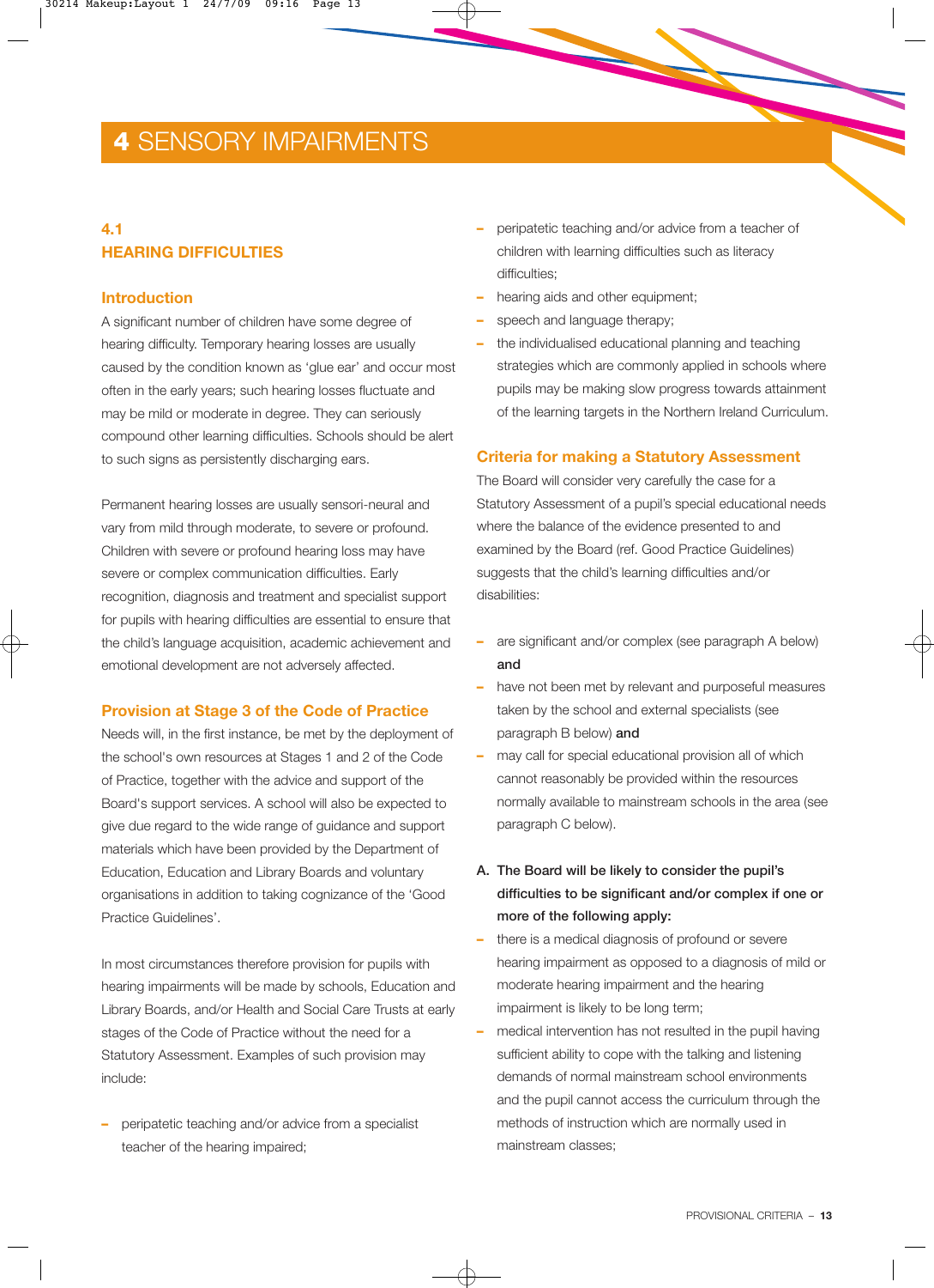# 4 SENSORY IMPAIRMENTS

## 4.1 HEARING DIFFICULTIES

### Introduction

A significant number of children have some degree of hearing difficulty. Temporary hearing losses are usually caused by the condition known as 'glue ear' and occur most often in the early years; such hearing losses fluctuate and may be mild or moderate in degree. They can seriously compound other learning difficulties. Schools should be alert to such signs as persistently discharging ears.

Permanent hearing losses are usually sensori-neural and vary from mild through moderate, to severe or profound. Children with severe or profound hearing loss may have severe or complex communication difficulties. Early recognition, diagnosis and treatment and specialist support for pupils with hearing difficulties are essential to ensure that the child's language acquisition, academic achievement and emotional development are not adversely affected.

### Provision at Stage 3 of the Code of Practice

Needs will, in the first instance, be met by the deployment of the school's own resources at Stages 1 and 2 of the Code of Practice, together with the advice and support of the Board's support services. A school will also be expected to give due regard to the wide range of guidance and support materials which have been provided by the Department of Education, Education and Library Boards and voluntary organisations in addition to taking cognizance of the 'Good Practice Guidelines'.

In most circumstances therefore provision for pupils with hearing impairments will be made by schools, Education and Library Boards, and/or Health and Social Care Trusts at early stages of the Code of Practice without the need for a Statutory Assessment. Examples of such provision may include:

- peripatetic teaching and/or advice from a specialist teacher of the hearing impaired;
- peripatetic teaching and/or advice from a teacher of children with learning difficulties such as literacy difficulties;
- hearing aids and other equipment;
- speech and language therapy;
- the individualised educational planning and teaching strategies which are commonly applied in schools where pupils may be making slow progress towards attainment of the learning targets in the Northern Ireland Curriculum.

### Criteria for making a Statutory Assessment

The Board will consider very carefully the case for a Statutory Assessment of a pupil's special educational needs where the balance of the evidence presented to and examined by the Board (ref. Good Practice Guidelines) suggests that the child's learning difficulties and/or disabilities:

- are significant and/or complex (see paragraph A below) **and**
- have not been met by relevant and purposeful measures taken by the school and external specialists (see paragraph B below) **and**
- may call for special educational provision all of which cannot reasonably be provided within the resources normally available to mainstream schools in the area (see paragraph C below).

**A. The Board will be likely to consider the pupil's difficulties to be significant and/or complex if one or more of the following apply:**

- there is a medical diagnosis of profound or severe hearing impairment as opposed to a diagnosis of mild or moderate hearing impairment and the hearing impairment is likely to be long term;
- medical intervention has not resulted in the pupil having sufficient ability to cope with the talking and listening demands of normal mainstream school environments and the pupil cannot access the curriculum through the methods of instruction which are normally used in mainstream classes;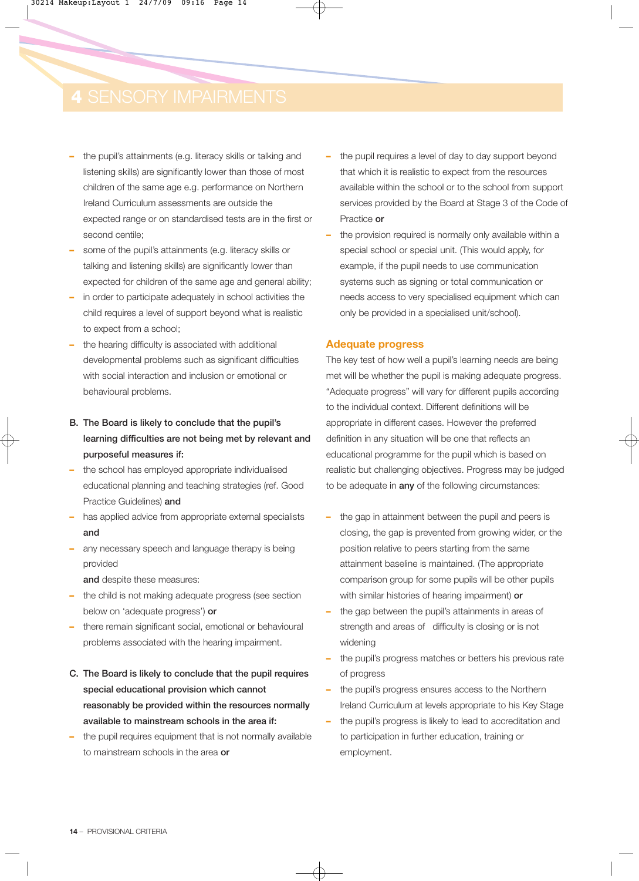# 4 SENSORY IMPAIRMENTS

- the pupil's attainments (e.g. literacy skills or talking and listening skills) are significantly lower than those of most children of the same age e.g. performance on Northern Ireland Curriculum assessments are outside the expected range or on standardised tests are in the first or second centile;
- some of the pupil's attainments (e.g. literacy skills or talking and listening skills) are significantly lower than expected for children of the same age and general ability;
- in order to participate adequately in school activities the child requires a level of support beyond what is realistic to expect from a school;
- the hearing difficulty is associated with additional developmental problems such as significant difficulties with social interaction and inclusion or emotional or behavioural problems.

**B. The Board is likely to conclude that the pupil's learning difficulties are not being met by relevant and purposeful measures if:**

- the school has employed appropriate individualised educational planning and teaching strategies (ref. Good Practice Guidelines) **and**
- has applied advice from appropriate external specialists **and**
- any necessary speech and language therapy is being provided

**and** despite these measures:

- the child is not making adequate progress (see section below on 'adequate progress') **or**
- there remain significant social, emotional or behavioural problems associated with the hearing impairment.

**C. The Board is likely to conclude that the pupil requires special educational provision which cannot reasonably be provided within the resources normally available to mainstream schools in the area if:**

- the pupil requires equipment that is not normally available to mainstream schools in the area **or**
- the pupil requires a level of day to day support beyond that which it is realistic to expect from the resources available within the school or to the school from support services provided by the Board at Stage 3 of the Code of Practice **or**
- the provision required is normally only available within a special school or special unit. (This would apply, for example, if the pupil needs to use communication systems such as signing or total communication or needs access to very specialised equipment which can only be provided in a specialised unit/school).

## Adequate progress

The key test of how well a pupil's learning needs are being met will be whether the pupil is making adequate progress. "Adequate progress" will vary for different pupils according to the individual context. Different definitions will be appropriate in different cases. However the preferred definition in any situation will be one that reflects an educational programme for the pupil which is based on realistic but challenging objectives. Progress may be judged to be adequate in **any** of the following circumstances:

- the gap in attainment between the pupil and peers is closing, the gap is prevented from growing wider, or the position relative to peers starting from the same attainment baseline is maintained. (The appropriate comparison group for some pupils will be other pupils with similar histories of hearing impairment) **or**
- the gap between the pupil's attainments in areas of strength and areas of difficulty is closing or is not widening
- the pupil's progress matches or betters his previous rate of progress
- the pupil's progress ensures access to the Northern Ireland Curriculum at levels appropriate to his Key Stage
- the pupil's progress is likely to lead to accreditation and to participation in further education, training or employment.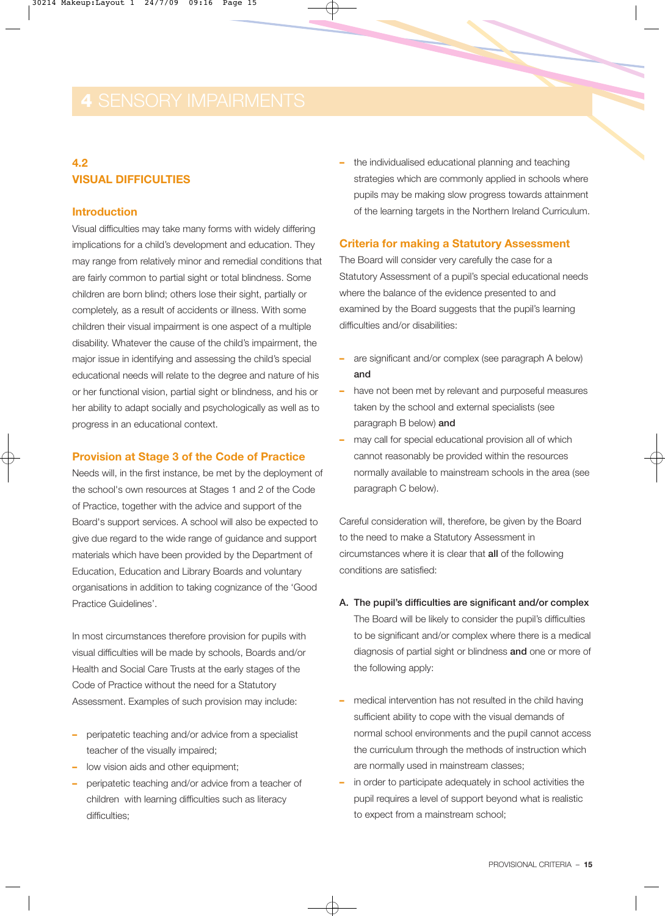# 4 SENSORY IMPAIRMENTS

## 4.2 VISUAL DIFFICULTIES

### Introduction

Visual difficulties may take many forms with widely differing implications for a child's development and education. They may range from relatively minor and remedial conditions that are fairly common to partial sight or total blindness. Some children are born blind; others lose their sight, partially or completely, as a result of accidents or illness. With some children their visual impairment is one aspect of a multiple disability. Whatever the cause of the child's impairment, the major issue in identifying and assessing the child's special educational needs will relate to the degree and nature of his or her functional vision, partial sight or blindness, and his or her ability to adapt socially and psychologically as well as to progress in an educational context.

### Provision at Stage 3 of the Code of Practice

Needs will, in the first instance, be met by the deployment of the school's own resources at Stages 1 and 2 of the Code of Practice, together with the advice and support of the Board's support services. A school will also be expected to give due regard to the wide range of guidance and support materials which have been provided by the Department of Education, Education and Library Boards and voluntary organisations in addition to taking cognizance of the 'Good Practice Guidelines'.

In most circumstances therefore provision for pupils with visual difficulties will be made by schools, Boards and/or Health and Social Care Trusts at the early stages of the Code of Practice without the need for a Statutory Assessment. Examples of such provision may include:

- peripatetic teaching and/or advice from a specialist teacher of the visually impaired;
- low vision aids and other equipment;
- peripatetic teaching and/or advice from a teacher of children with learning difficulties such as literacy difficulties;
- the individualised educational planning and teaching strategies which are commonly applied in schools where pupils may be making slow progress towards attainment of the learning targets in the Northern Ireland Curriculum.

### Criteria for making a Statutory Assessment

The Board will consider very carefully the case for a Statutory Assessment of a pupil's special educational needs where the balance of the evidence presented to and examined by the Board suggests that the pupil's learning difficulties and/or disabilities:

- are significant and/or complex (see paragraph A below) **and**
- have not been met by relevant and purposeful measures taken by the school and external specialists (see paragraph B below) **and**
- may call for special educational provision all of which cannot reasonably be provided within the resources normally available to mainstream schools in the area (see paragraph C below).

Careful consideration will, therefore, be given by the Board to the need to make a Statutory Assessment in circumstances where it is clear that **all** of the following conditions are satisfied:

**A. The pupil's difficulties are significant and/or complex**

The Board will be likely to consider the pupil's difficulties to be significant and/or complex where there is a medical diagnosis of partial sight or blindness **and** one or more of the following apply:

- medical intervention has not resulted in the child having sufficient ability to cope with the visual demands of normal school environments and the pupil cannot access the curriculum through the methods of instruction which are normally used in mainstream classes;
- in order to participate adequately in school activities the pupil requires a level of support beyond what is realistic to expect from a mainstream school;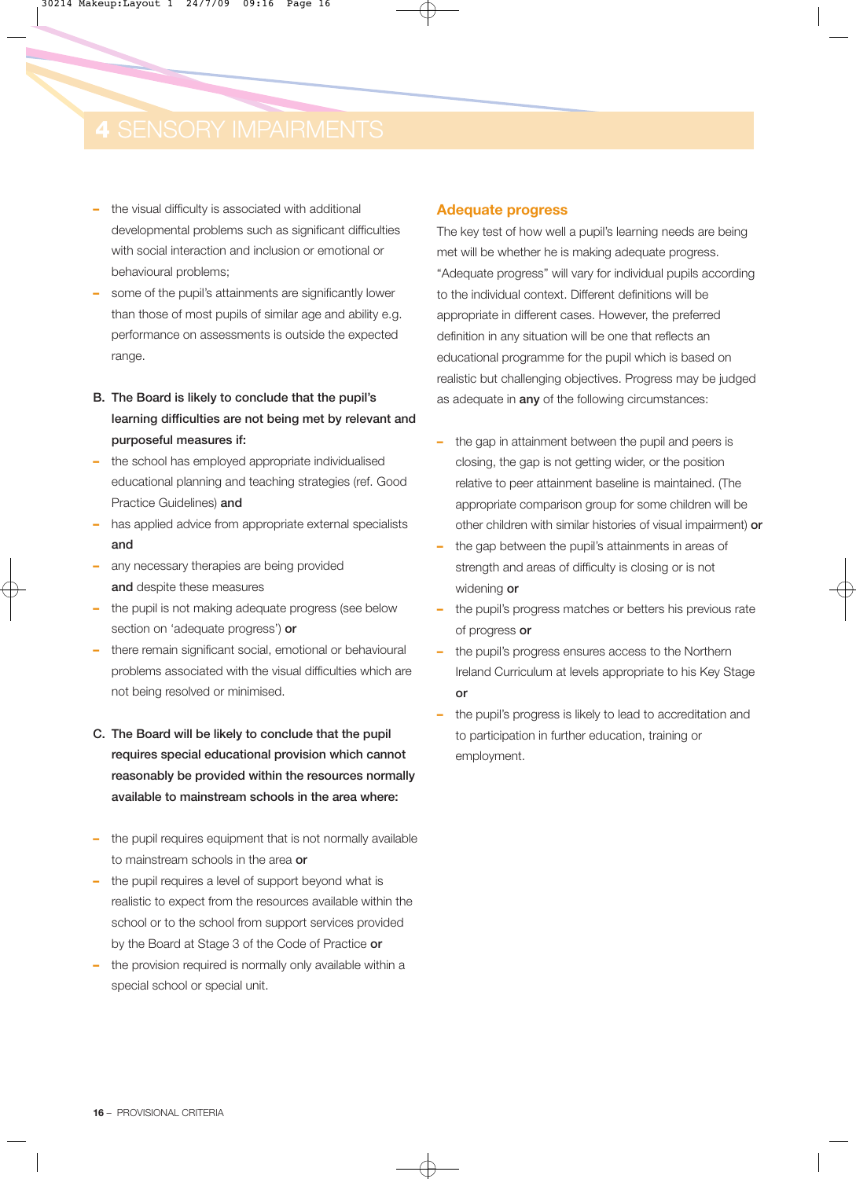# 4 SENSORY IMPAIRMENTS

- the visual difficulty is associated with additional developmental problems such as significant difficulties with social interaction and inclusion or emotional or behavioural problems;
- some of the pupil's attainments are significantly lower than those of most pupils of similar age and ability e.g. performance on assessments is outside the expected range.

**B. The Board is likely to conclude that the pupil's learning difficulties are not being met by relevant and purposeful measures if:**

- the school has employed appropriate individualised educational planning and teaching strategies (ref. Good Practice Guidelines) **and**
- has applied advice from appropriate external specialists **and**
- any necessary therapies are being provided

**and** despite these measures

- the pupil is not making adequate progress (see below section on 'adequate progress') **or**
- there remain significant social, emotional or behavioural problems associated with the visual difficulties which are not being resolved or minimised.

**C. The Board will be likely to conclude that the pupil requires special educational provision which cannot reasonably be provided within the resources normally available to mainstream schools in the area where:**

- the pupil requires equipment that is not normally available to mainstream schools in the area **or**
- the pupil requires a level of support beyond what is realistic to expect from the resources available within the school or to the school from support services provided by the Board at Stage 3 of the Code of Practice **or**
- the provision required is normally only available within a special school or special unit.

## Adequate progress

The key test of how well a pupil's learning needs are being met will be whether he is making adequate progress. "Adequate progress" will vary for individual pupils according to the individual context. Different definitions will be appropriate in different cases. However, the preferred definition in any situation will be one that reflects an educational programme for the pupil which is based on realistic but challenging objectives. Progress may be judged as adequate in **any** of the following circumstances:

- the gap in attainment between the pupil and peers is closing, the gap is not getting wider, or the position relative to peer attainment baseline is maintained. (The appropriate comparison group for some children will be other children with similar histories of visual impairment) **or**
- the gap between the pupil's attainments in areas of strength and areas of difficulty is closing or is not widening **or**
- the pupil's progress matches or betters his previous rate of progress **or**
- the pupil's progress ensures access to the Northern Ireland Curriculum at levels appropriate to his Key Stage **or**
- the pupil's progress is likely to lead to accreditation and to participation in further education, training or employment.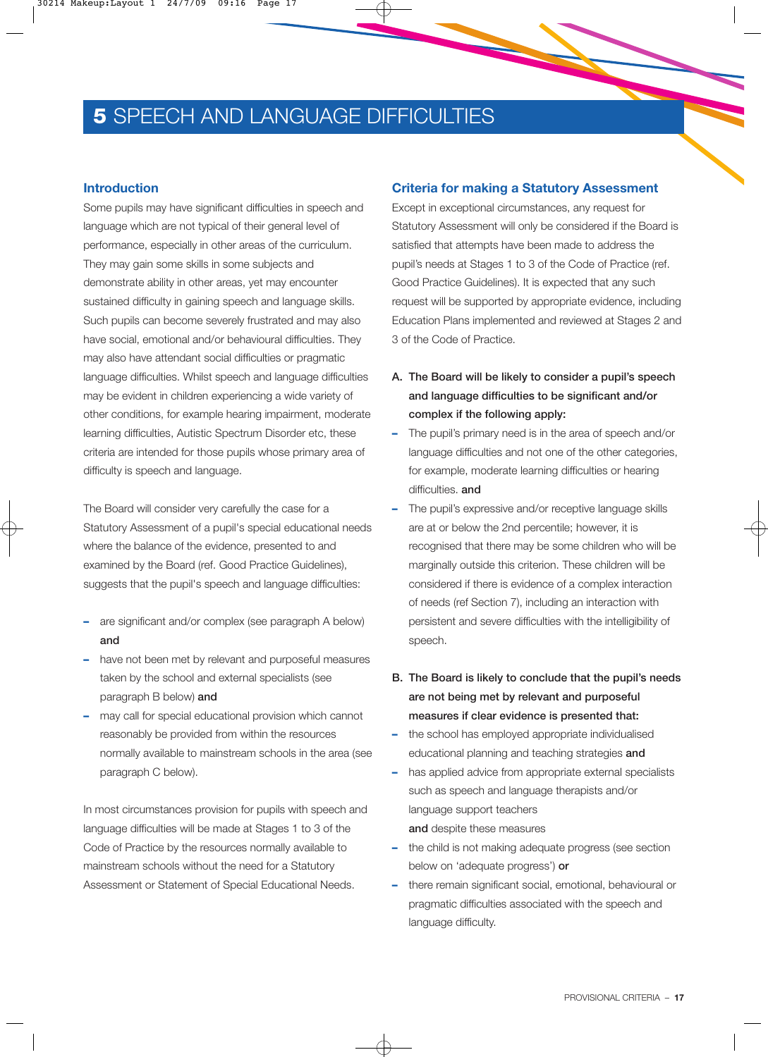# 5 SPEECH AND LANGUAGE DIFFICULTIES

## Introduction

Some pupils may have significant difficulties in speech and language which are not typical of their general level of performance, especially in other areas of the curriculum. They may gain some skills in some subjects and demonstrate ability in other areas, yet may encounter sustained difficulty in gaining speech and language skills. Such pupils can become severely frustrated and may also have social, emotional and/or behavioural difficulties. They may also have attendant social difficulties or pragmatic language difficulties. Whilst speech and language difficulties may be evident in children experiencing a wide variety of other conditions, for example hearing impairment, moderate learning difficulties, Autistic Spectrum Disorder etc, these criteria are intended for those pupils whose primary area of difficulty is speech and language.

The Board will consider very carefully the case for a Statutory Assessment of a pupil's special educational needs where the balance of the evidence, presented to and examined by the Board (ref. Good Practice Guidelines), suggests that the pupil's speech and language difficulties:

- are significant and/or complex (see paragraph A below) **and**
- have not been met by relevant and purposeful measures taken by the school and external specialists (see paragraph B below) **and**
- may call for special educational provision which cannot reasonably be provided from within the resources normally available to mainstream schools in the area (see paragraph C below).

In most circumstances provision for pupils with speech and language difficulties will be made at Stages 1 to 3 of the Code of Practice by the resources normally available to mainstream schools without the need for a Statutory Assessment or Statement of Special Educational Needs.

## Criteria for making a Statutory Assessment

Except in exceptional circumstances, any request for Statutory Assessment will only be considered if the Board is satisfied that attempts have been made to address the pupil's needs at Stages 1 to 3 of the Code of Practice (ref. Good Practice Guidelines). It is expected that any such request will be supported by appropriate evidence, including Education Plans implemented and reviewed at Stages 2 and 3 of the Code of Practice.

**A. The Board will be likely to consider a pupil's speech and language difficulties to be significant and/or complex if the following apply:**

- The pupil's primary need is in the area of speech and/or language difficulties and not one of the other categories, for example, moderate learning difficulties or hearing difficulties. **and**
- The pupil's expressive and/or receptive language skills are at or below the 2nd percentile; however, it is recognised that there may be some children who will be marginally outside this criterion. These children will be considered if there is evidence of a complex interaction of needs (ref Section 7), including an interaction with persistent and severe difficulties with the intelligibility of speech.

**B. The Board is likely to conclude that the pupil's needs are not being met by relevant and purposeful measures if clear evidence is presented that:**

- the school has employed appropriate individualised educational planning and teaching strategies **and**
- has applied advice from appropriate external specialists such as speech and language therapists and/or language support teachers

**and** despite these measures

- the child is not making adequate progress (see section below on 'adequate progress') **or**
- there remain significant social, emotional, behavioural or pragmatic difficulties associated with the speech and language difficulty.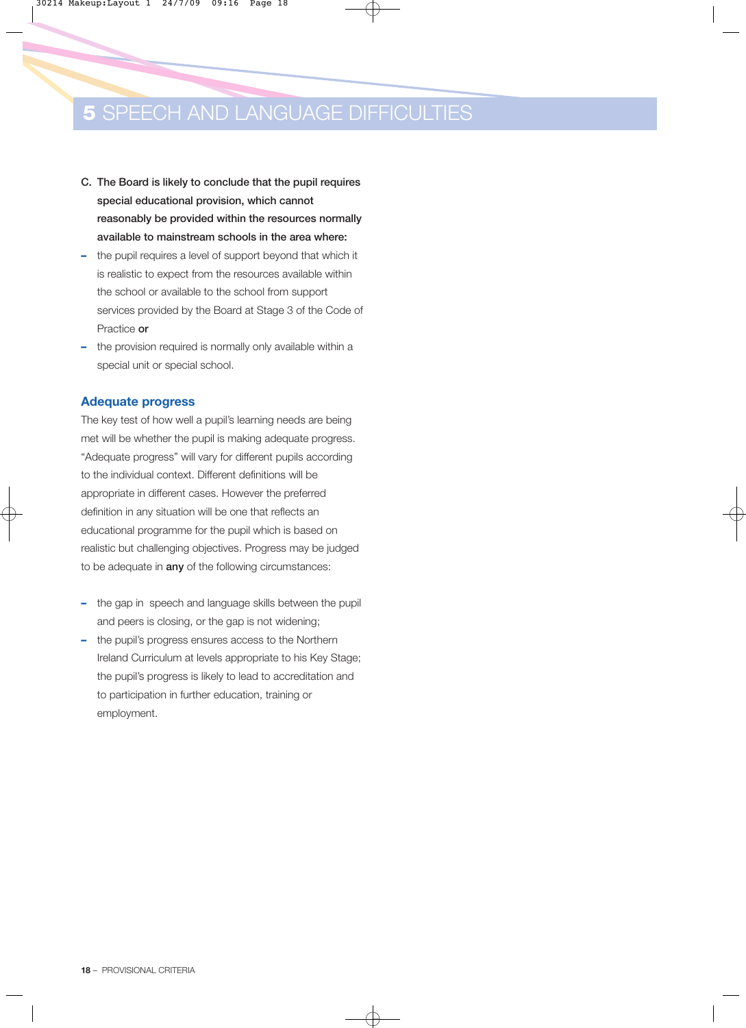# 5 SPEECH AND LANGUAGE DIFFICULTIES

**C. The Board is likely to conclude that the pupil requires special educational provision, which cannot reasonably be provided within the resources normally available to mainstream schools in the area where:**

- the pupil requires a level of support beyond that which it is realistic to expect from the resources available within the school or available to the school from support services provided by the Board at Stage 3 of the Code of Practice **or**
- the provision required is normally only available within a special unit or special school.

## Adequate progress

The key test of how well a pupil's learning needs are being met will be whether the pupil is making adequate progress. "Adequate progress" will vary for different pupils according to the individual context. Different definitions will be appropriate in different cases. However the preferred definition in any situation will be one that reflects an educational programme for the pupil which is based on realistic but challenging objectives. Progress may be judged to be adequate in **any** of the following circumstances:

- the gap in speech and language skills between the pupil and peers is closing, or the gap is not widening;
- the pupil's progress ensures access to the Northern Ireland Curriculum at levels appropriate to his Key Stage; the pupil's progress is likely to lead to accreditation and to participation in further education, training or employment.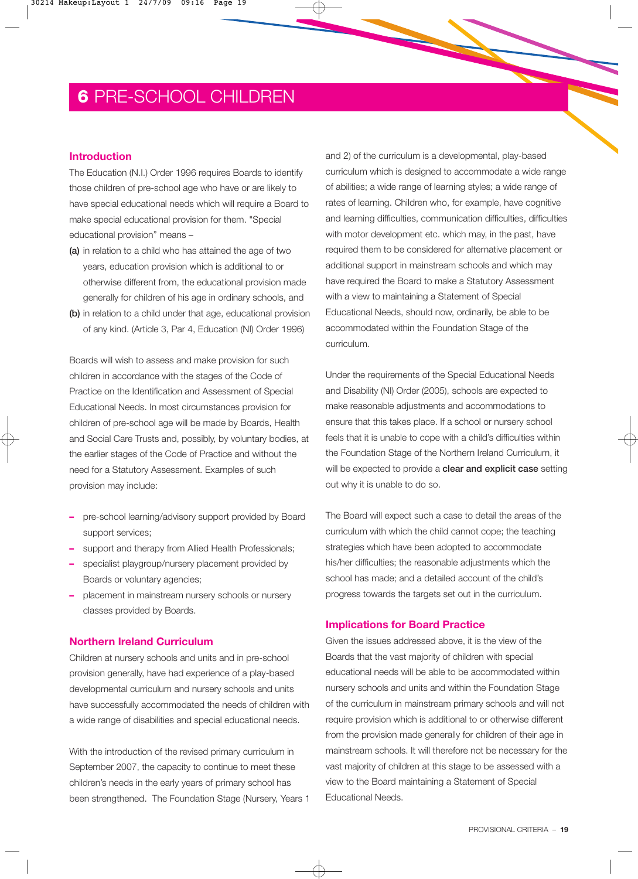# 6 PRE-SCHOOL CHILDREN

## Introduction

The Education (N.I.) Order 1996 requires Boards to identify those children of pre-school age who have or are likely to have special educational needs which will require a Board to make special educational provision for them. "Special educational provision" means –

**(a)** in relation to a child who has attained the age of two years, education provision which is additional to or otherwise different from, the educational provision made generally for children of his age in ordinary schools, and

**(b)** in relation to a child under that age, educational provision of any kind. (Article 3, Par 4, Education (NI) Order 1996)

Boards will wish to assess and make provision for such children in accordance with the stages of the Code of Practice on the Identification and Assessment of Special Educational Needs. In most circumstances provision for children of pre-school age will be made by Boards, Health and Social Care Trusts and, possibly, by voluntary bodies, at the earlier stages of the Code of Practice and without the need for a Statutory Assessment. Examples of such provision may include:

- pre-school learning/advisory support provided by Board support services;
- support and therapy from Allied Health Professionals;
- specialist playgroup/nursery placement provided by Boards or voluntary agencies;
- placement in mainstream nursery schools or nursery classes provided by Boards.

## Northern Ireland Curriculum

Children at nursery schools and units and in pre-school provision generally, have had experience of a play-based developmental curriculum and nursery schools and units have successfully accommodated the needs of children with a wide range of disabilities and special educational needs.

With the introduction of the revised primary curriculum in September 2007, the capacity to continue to meet these children's needs in the early years of primary school has been strengthened. The Foundation Stage (Nursery, Years 1 and 2) of the curriculum is a developmental, play-based curriculum which is designed to accommodate a wide range of abilities; a wide range of learning styles; a wide range of rates of learning. Children who, for example, have cognitive and learning difficulties, communication difficulties, difficulties with motor development etc. which may, in the past, have required them to be considered for alternative placement or additional support in mainstream schools and which may have required the Board to make a Statutory Assessment with a view to maintaining a Statement of Special Educational Needs, should now, ordinarily, be able to be accommodated within the Foundation Stage of the curriculum.

Under the requirements of the Special Educational Needs and Disability (NI) Order (2005), schools are expected to make reasonable adjustments and accommodations to ensure that this takes place. If a school or nursery school feels that it is unable to cope with a child's difficulties within the Foundation Stage of the Northern Ireland Curriculum, it will be expected to provide a **clear and explicit case** setting out why it is unable to do so.

The Board will expect such a case to detail the areas of the curriculum with which the child cannot cope; the teaching strategies which have been adopted to accommodate his/her difficulties; the reasonable adjustments which the school has made; and a detailed account of the child's progress towards the targets set out in the curriculum.

## Implications for Board Practice

Given the issues addressed above, it is the view of the Boards that the vast majority of children with special educational needs will be able to be accommodated within nursery schools and units and within the Foundation Stage of the curriculum in mainstream primary schools and will not require provision which is additional to or otherwise different from the provision made generally for children of their age in mainstream schools. It will therefore not be necessary for the vast majority of children at this stage to be assessed with a view to the Board maintaining a Statement of Special Educational Needs.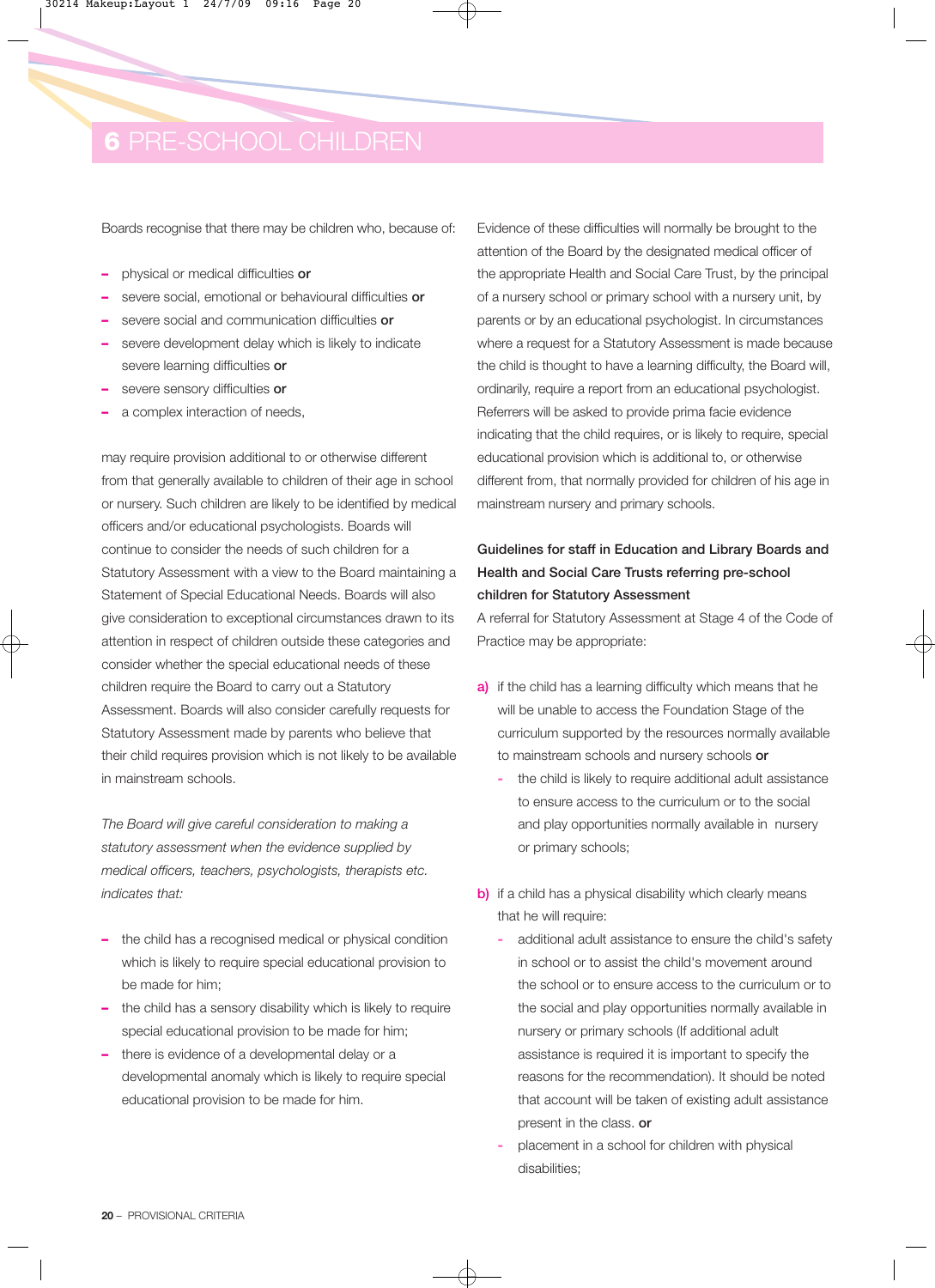# 6 PRE-SCHOOL CHILDREN

Boards recognise that there may be children who, because of:

- physical or medical difficulties **or**
- severe social, emotional or behavioural difficulties **or**
- severe social and communication difficulties **or**
- severe development delay which is likely to indicate severe learning difficulties **or**
- severe sensory difficulties **or**
- a complex interaction of needs,

may require provision additional to or otherwise different from that generally available to children of their age in school or nursery. Such children are likely to be identified by medical officers and/or educational psychologists. Boards will continue to consider the needs of such children for a Statutory Assessment with a view to the Board maintaining a Statement of Special Educational Needs. Boards will also give consideration to exceptional circumstances drawn to its attention in respect of children outside these categories and consider whether the special educational needs of these children require the Board to carry out a Statutory Assessment. Boards will also consider carefully requests for Statutory Assessment made by parents who believe that their child requires provision which is not likely to be available in mainstream schools.

*The Board will give careful consideration to making a statutory assessment when the evidence supplied by medical officers, teachers, psychologists, therapists etc. indicates that:*

- the child has a recognised medical or physical condition which is likely to require special educational provision to be made for him;
- the child has a sensory disability which is likely to require special educational provision to be made for him;
- there is evidence of a developmental delay or a developmental anomaly which is likely to require special educational provision to be made for him.

Evidence of these difficulties will normally be brought to the attention of the Board by the designated medical officer of the appropriate Health and Social Care Trust, by the principal of a nursery school or primary school with a nursery unit, by parents or by an educational psychologist. In circumstances where a request for a Statutory Assessment is made because the child is thought to have a learning difficulty, the Board will, ordinarily, require a report from an educational psychologist. Referrers will be asked to provide prima facie evidence indicating that the child requires, or is likely to require, special educational provision which is additional to, or otherwise different from, that normally provided for children of his age in mainstream nursery and primary schools.

**Guidelines for staff in Education and Library Boards and Health and Social Care Trusts referring pre-school children for Statutory Assessment**

A referral for Statutory Assessment at Stage 4 of the Code of Practice may be appropriate:

**a)** if the child has a learning difficulty which means that he will be unable to access the Foundation Stage of the curriculum supported by the resources normally available to mainstream schools and nursery schools **or**

- the child is likely to require additional adult assistance to ensure access to the curriculum or to the social and play opportunities normally available in nursery or primary schools;

**b)** if a child has a physical disability which clearly means that he will require:

- additional adult assistance to ensure the child's safety in school or to assist the child's movement around the school or to ensure access to the curriculum or to the social and play opportunities normally available in nursery or primary schools (If additional adult assistance is required it is important to specify the reasons for the recommendation). It should be noted that account will be taken of existing adult assistance present in the class. **or**
- placement in a school for children with physical disabilities;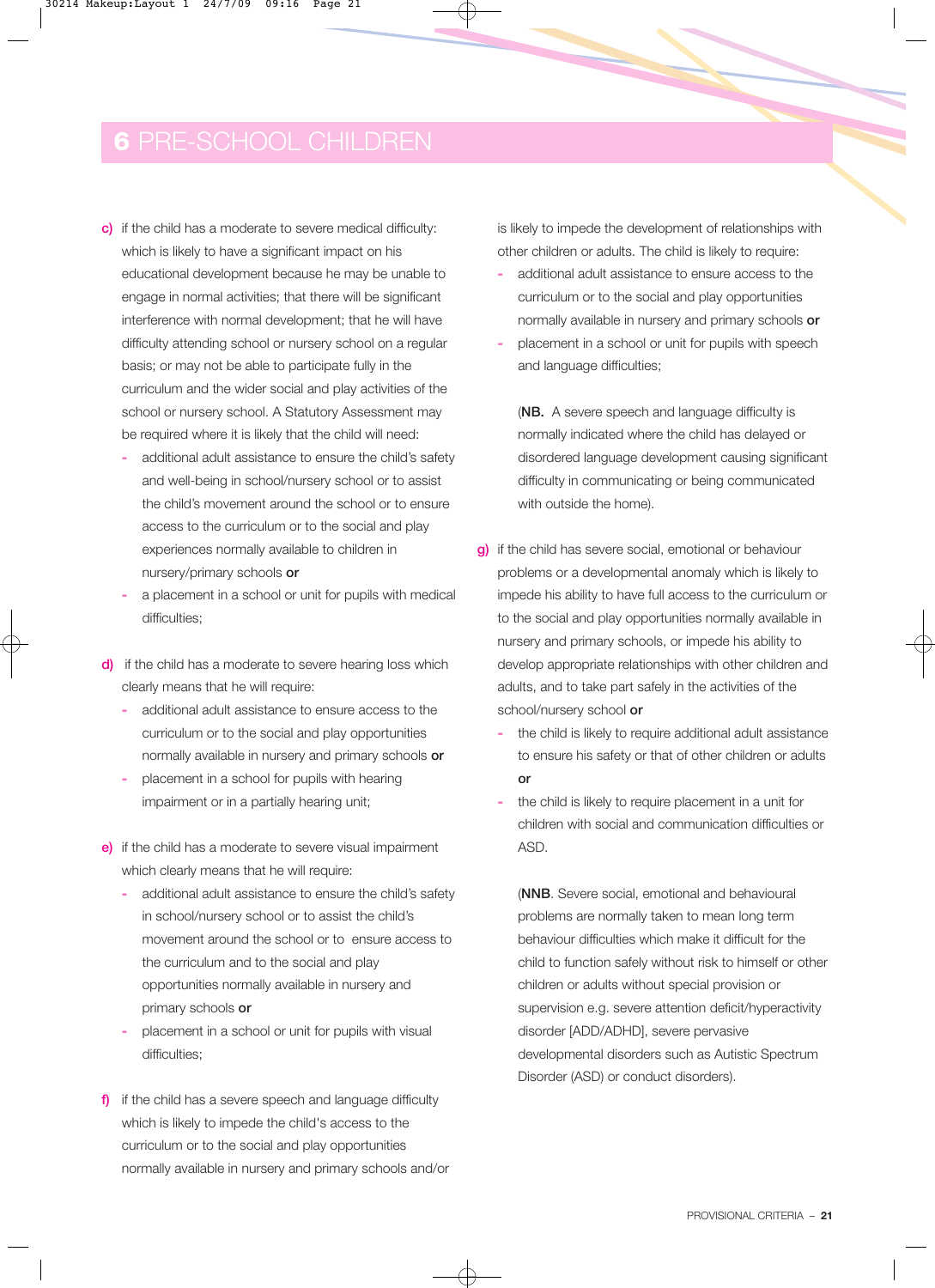## 6 PRE-SCHOOL CHILDREN

c) if the child has a moderate to severe medical difficulty: which is likely to have a significant impact on his educational development because he may be unable to engage in normal activities; that there will be significant interference with normal development; that he will have difficulty attending school or nursery school on a regular basis; or may not be able to participate fully in the curriculum and the wider social and play activities of the school or nursery school. A Statutory Assessment may be required where it is likely that the child will need:
   - additional adult assistance to ensure the child's safety and well-being in school/nursery school or to assist the child's movement around the school or to ensure access to the curriculum or to the social and play experiences normally available to children in nursery/primary schools **or**
   - a placement in a school or unit for pupils with medical difficulties;

d) if the child has a moderate to severe hearing loss which clearly means that he will require:
   - additional adult assistance to ensure access to the curriculum or to the social and play opportunities normally available in nursery and primary schools **or**
   - placement in a school for pupils with hearing impairment or in a partially hearing unit;

e) if the child has a moderate to severe visual impairment which clearly means that he will require:
   - additional adult assistance to ensure the child's safety in school/nursery school or to assist the child's movement around the school or to ensure access to the curriculum and to the social and play opportunities normally available in nursery and primary schools **or**
   - placement in a school or unit for pupils with visual difficulties;

f) if the child has a severe speech and language difficulty which is likely to impede the child's access to the curriculum or to the social and play opportunities normally available in nursery and primary schools and/or is likely to impede the development of relationships with other children or adults. The child is likely to require:
   - additional adult assistance to ensure access to the curriculum or to the social and play opportunities normally available in nursery and primary schools **or**
   - placement in a school or unit for pupils with speech and language difficulties;

   (**NB.** A severe speech and language difficulty is normally indicated where the child has delayed or disordered language development causing significant difficulty in communicating or being communicated with outside the home).

g) if the child has severe social, emotional or behaviour problems or a developmental anomaly which is likely to impede his ability to have full access to the curriculum or to the social and play opportunities normally available in nursery and primary schools, or impede his ability to develop appropriate relationships with other children and adults, and to take part safely in the activities of the school/nursery school **or**
   - the child is likely to require additional adult assistance to ensure his safety or that of other children or adults **or**
   - the child is likely to require placement in a unit for children with social and communication difficulties or ASD.

   (**NNB**. Severe social, emotional and behavioural problems are normally taken to mean long term behaviour difficulties which make it difficult for the child to function safely without risk to himself or other children or adults without special provision or supervision e.g. severe attention deficit/hyperactivity disorder [ADD/ADHD], severe pervasive developmental disorders such as Autistic Spectrum Disorder (ASD) or conduct disorders).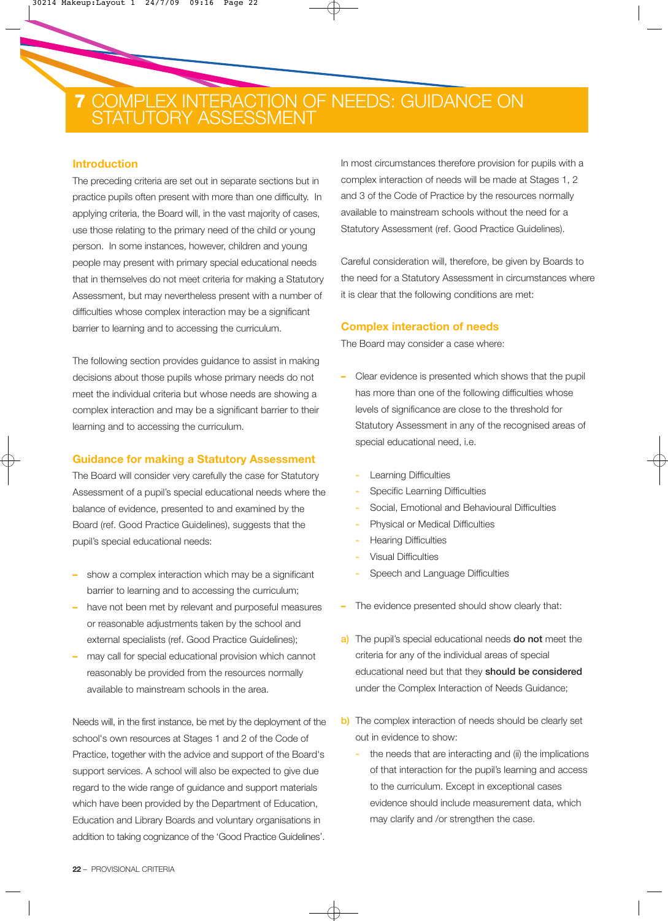# 7 COMPLEX INTERACTION OF NEEDS: GUIDANCE ON STATUTORY ASSESSMENT

## Introduction

The preceding criteria are set out in separate sections but in practice pupils often present with more than one difficulty. In applying criteria, the Board will, in the vast majority of cases, use those relating to the primary need of the child or young person. In some instances, however, children and young people may present with primary special educational needs that in themselves do not meet criteria for making a Statutory Assessment, but may nevertheless present with a number of difficulties whose complex interaction may be a significant barrier to learning and to accessing the curriculum.

The following section provides guidance to assist in making decisions about those pupils whose primary needs do not meet the individual criteria but whose needs are showing a complex interaction and may be a significant barrier to their learning and to accessing the curriculum.

## Guidance for making a Statutory Assessment

The Board will consider very carefully the case for Statutory Assessment of a pupil's special educational needs where the balance of evidence, presented to and examined by the Board (ref. Good Practice Guidelines), suggests that the pupil's special educational needs:

- show a complex interaction which may be a significant barrier to learning and to accessing the curriculum;
- have not been met by relevant and purposeful measures or reasonable adjustments taken by the school and external specialists (ref. Good Practice Guidelines);
- may call for special educational provision which cannot reasonably be provided from the resources normally available to mainstream schools in the area.

Needs will, in the first instance, be met by the deployment of the school's own resources at Stages 1 and 2 of the Code of Practice, together with the advice and support of the Board's support services. A school will also be expected to give due regard to the wide range of guidance and support materials which have been provided by the Department of Education, Education and Library Boards and voluntary organisations in addition to taking cognizance of the 'Good Practice Guidelines'.

In most circumstances therefore provision for pupils with a complex interaction of needs will be made at Stages 1, 2 and 3 of the Code of Practice by the resources normally available to mainstream schools without the need for a Statutory Assessment (ref. Good Practice Guidelines).

Careful consideration will, therefore, be given by Boards to the need for a Statutory Assessment in circumstances where it is clear that the following conditions are met:

## Complex interaction of needs

The Board may consider a case where:

- Clear evidence is presented which shows that the pupil has more than one of the following difficulties whose levels of significance are close to the threshold for Statutory Assessment in any of the recognised areas of special educational need, i.e.
  - Learning Difficulties
  - Specific Learning Difficulties
  - Social, Emotional and Behavioural Difficulties
  - Physical or Medical Difficulties
  - Hearing Difficulties
  - Visual Difficulties
  - Speech and Language Difficulties
- The evidence presented should show clearly that:

a) The pupil's special educational needs **do not** meet the criteria for any of the individual areas of special educational need but that they **should be considered** under the Complex Interaction of Needs Guidance;

b) The complex interaction of needs should be clearly set out in evidence to show:
   - the needs that are interacting and (ii) the implications of that interaction for the pupil's learning and access to the curriculum. Except in exceptional cases evidence should include measurement data, which may clarify and /or strengthen the case.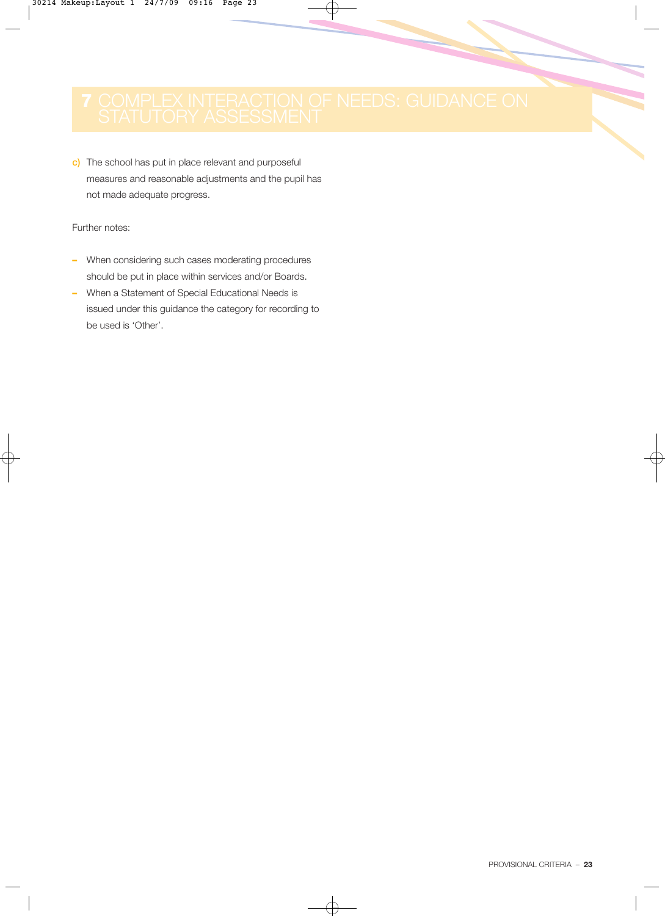# 7 COMPLEX INTERACTION OF NEEDS: GUIDANCE ON STATUTORY ASSESSMENT

c) The school has put in place relevant and purposeful measures and reasonable adjustments and the pupil has not made adequate progress.

Further notes:

- When considering such cases moderating procedures should be put in place within services and/or Boards.
- When a Statement of Special Educational Needs is issued under this guidance the category for recording to be used is 'Other'.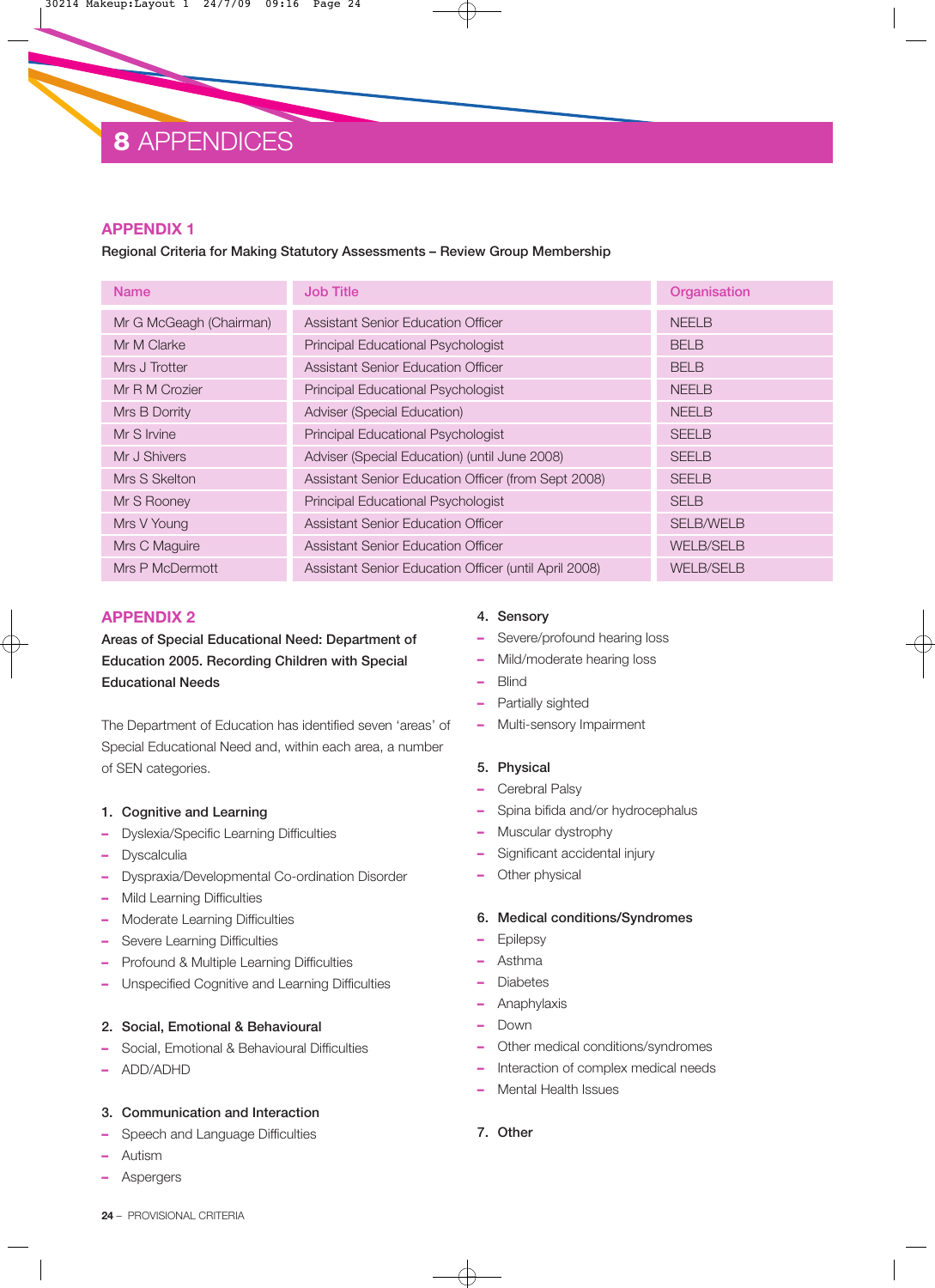# 8 APPENDICES

## APPENDIX 1

**Regional Criteria for Making Statutory Assessments – Review Group Membership**

| Name | Job Title | Organisation |
|---|---|---|
| Mr G McGeagh (Chairman) | Assistant Senior Education Officer | NEELB |
| Mr M Clarke | Principal Educational Psychologist | BELB |
| Mrs J Trotter | Assistant Senior Education Officer | BELB |
| Mr R M Crozier | Principal Educational Psychologist | NEELB |
| Mrs B Dorrity | Adviser (Special Education) | NEELB |
| Mr S Irvine | Principal Educational Psychologist | SEELB |
| Mr J Shivers | Adviser (Special Education) (until June 2008) | SEELB |
| Mrs S Skelton | Assistant Senior Education Officer (from Sept 2008) | SEELB |
| Mr S Rooney | Principal Educational Psychologist | SELB |
| Mrs V Young | Assistant Senior Education Officer | SELB/WELB |
| Mrs C Maguire | Assistant Senior Education Officer | WELB/SELB |
| Mrs P McDermott | Assistant Senior Education Officer (until April 2008) | WELB/SELB |

## APPENDIX 2

**Areas of Special Educational Need: Department of Education 2005. Recording Children with Special Educational Needs**

The Department of Education has identified seven 'areas' of Special Educational Need and, within each area, a number of SEN categories.

**1. Cognitive and Learning**

- Dyslexia/Specific Learning Difficulties
- Dyscalculia
- Dyspraxia/Developmental Co-ordination Disorder
- Mild Learning Difficulties
- Moderate Learning Difficulties
- Severe Learning Difficulties
- Profound & Multiple Learning Difficulties
- Unspecified Cognitive and Learning Difficulties

**2. Social, Emotional & Behavioural**

- Social, Emotional & Behavioural Difficulties
- ADD/ADHD

**3. Communication and Interaction**

- Speech and Language Difficulties
- Autism
- Aspergers

**4. Sensory**

- Severe/profound hearing loss
- Mild/moderate hearing loss
- Blind
- Partially sighted
- Multi-sensory Impairment

**5. Physical**

- Cerebral Palsy
- Spina bifida and/or hydrocephalus
- Muscular dystrophy
- Significant accidental injury
- Other physical

**6. Medical conditions/Syndromes**

- Epilepsy
- Asthma
- Diabetes
- Anaphylaxis
- Down
- Other medical conditions/syndromes
- Interaction of complex medical needs
- Mental Health Issues

**7. Other**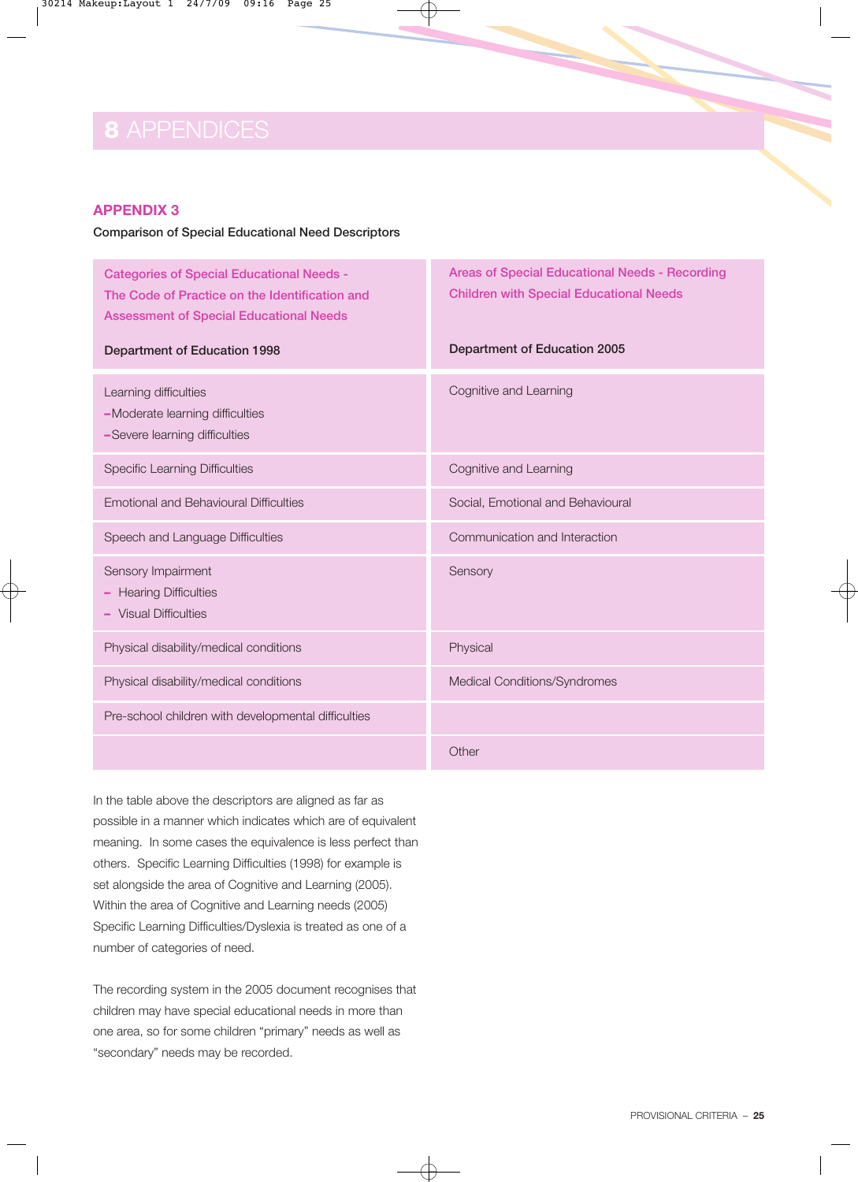# 8 APPENDICES

## APPENDIX 3

Comparison of Special Educational Need Descriptors

| Categories of Special Educational Needs - The Code of Practice on the Identification and Assessment of Special Educational Needs<br><br>**Department of Education 1998** | Areas of Special Educational Needs - Recording Children with Special Educational Needs<br><br>**Department of Education 2005** |
|---|---|
| Learning difficulties<br>–Moderate learning difficulties<br>–Severe learning difficulties | Cognitive and Learning |
| Specific Learning Difficulties | Cognitive and Learning |
| Emotional and Behavioural Difficulties | Social, Emotional and Behavioural |
| Speech and Language Difficulties | Communication and Interaction |
| Sensory Impairment<br>– Hearing Difficulties<br>– Visual Difficulties | Sensory |
| Physical disability/medical conditions | Physical |
| Physical disability/medical conditions | Medical Conditions/Syndromes |
| Pre-school children with developmental difficulties | |
| | Other |

In the table above the descriptors are aligned as far as possible in a manner which indicates which are of equivalent meaning. In some cases the equivalence is less perfect than others. Specific Learning Difficulties (1998) for example is set alongside the area of Cognitive and Learning (2005). Within the area of Cognitive and Learning needs (2005) Specific Learning Difficulties/Dyslexia is treated as one of a number of categories of need.

The recording system in the 2005 document recognises that children may have special educational needs in more than one area, so for some children "primary" needs as well as "secondary" needs may be recorded.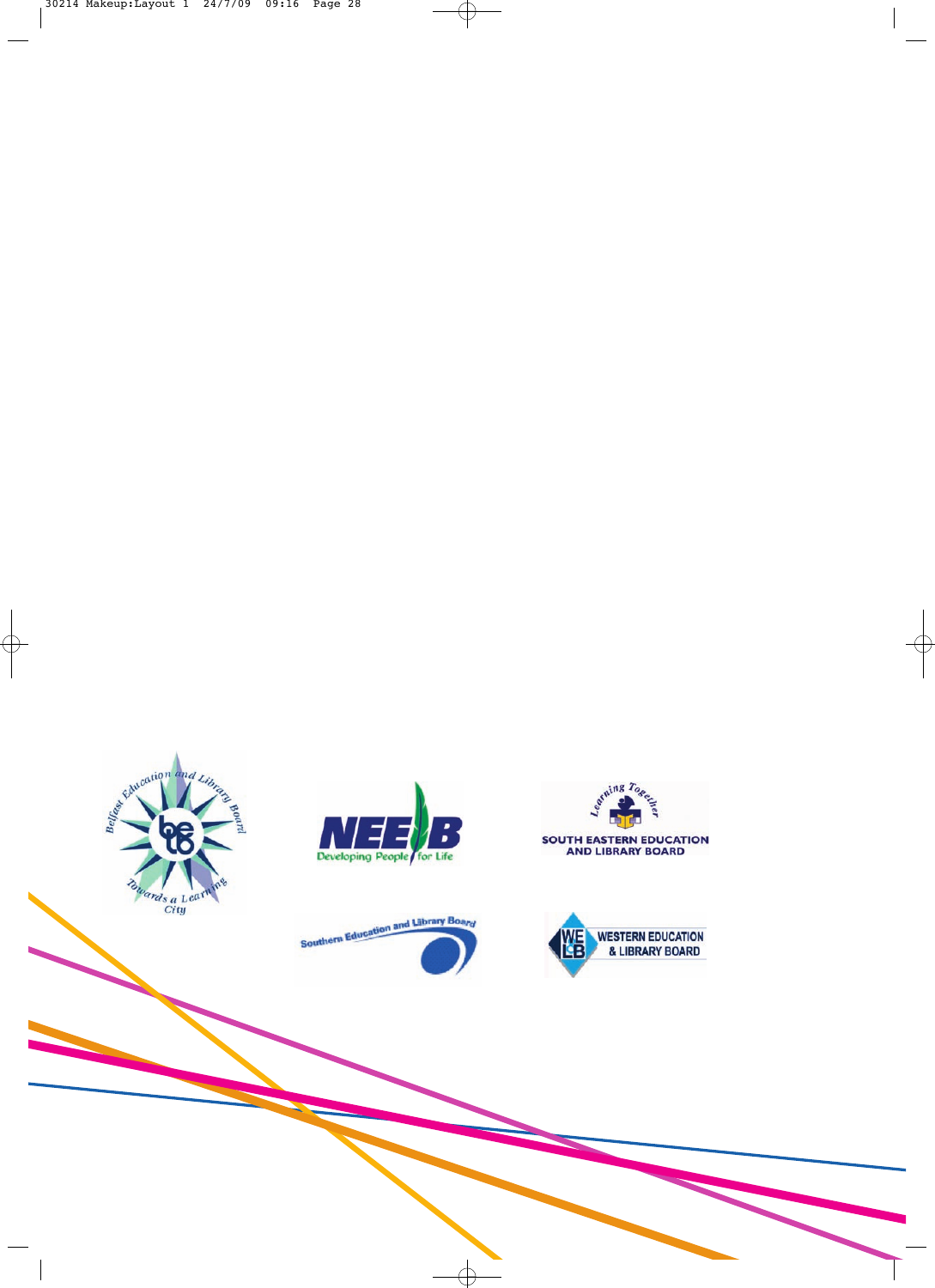Belfast Education and Library Board
Towards a Learning City

NEELB
Developing People for Life

Learning Together
SOUTH EASTERN EDUCATION AND LIBRARY BOARD

Southern Education and Library Board

WELB
WESTERN EDUCATION & LIBRARY BOARD